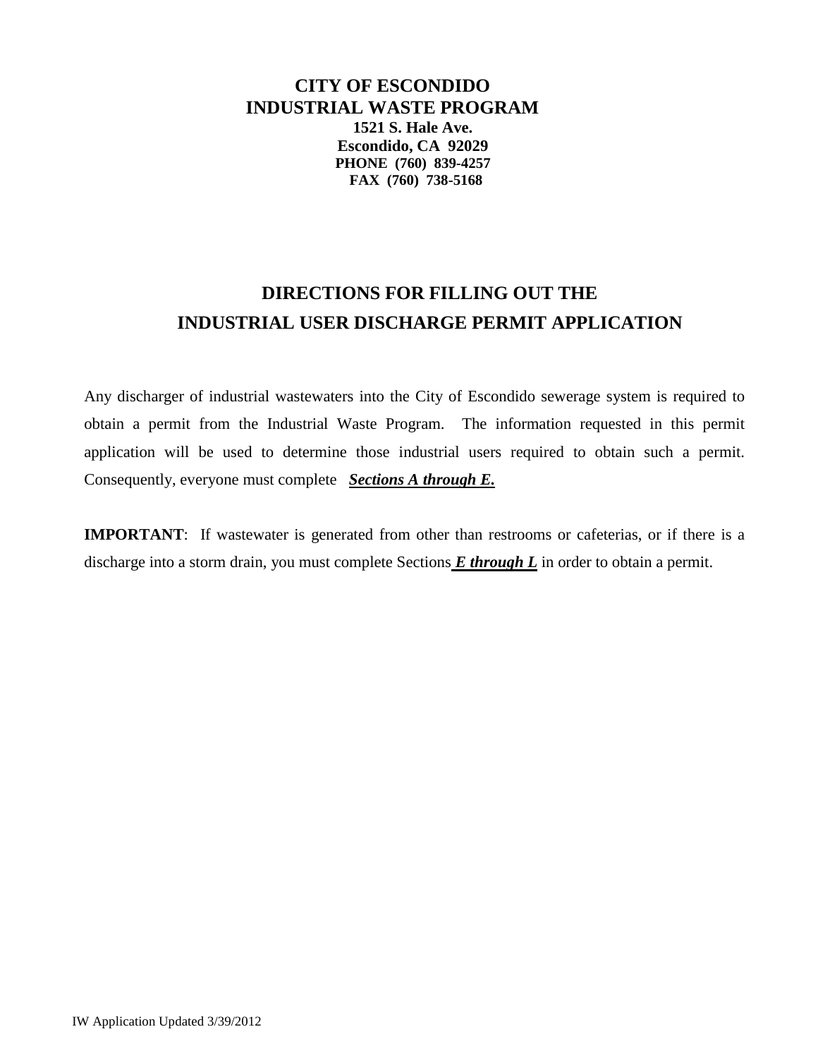# CITY OF ESCONDIDO
# INDUSTRIAL WASTE PROGRAM

**1521 S. Hale Ave.**
**Escondido, CA 92029**
**PHONE (760) 839-4257**
**FAX (760) 738-5168**

## DIRECTIONS FOR FILLING OUT THE INDUSTRIAL USER DISCHARGE PERMIT APPLICATION

Any discharger of industrial wastewaters into the City of Escondido sewerage system is required to obtain a permit from the Industrial Waste Program. The information requested in this permit application will be used to determine those industrial users required to obtain such a permit. Consequently, everyone must complete ***Sections A through E*.**

**IMPORTANT**: If wastewater is generated from other than restrooms or cafeterias, or if there is a discharge into a storm drain, you must complete Sections ***E through L*** in order to obtain a permit.

IW Application Updated 3/39/2012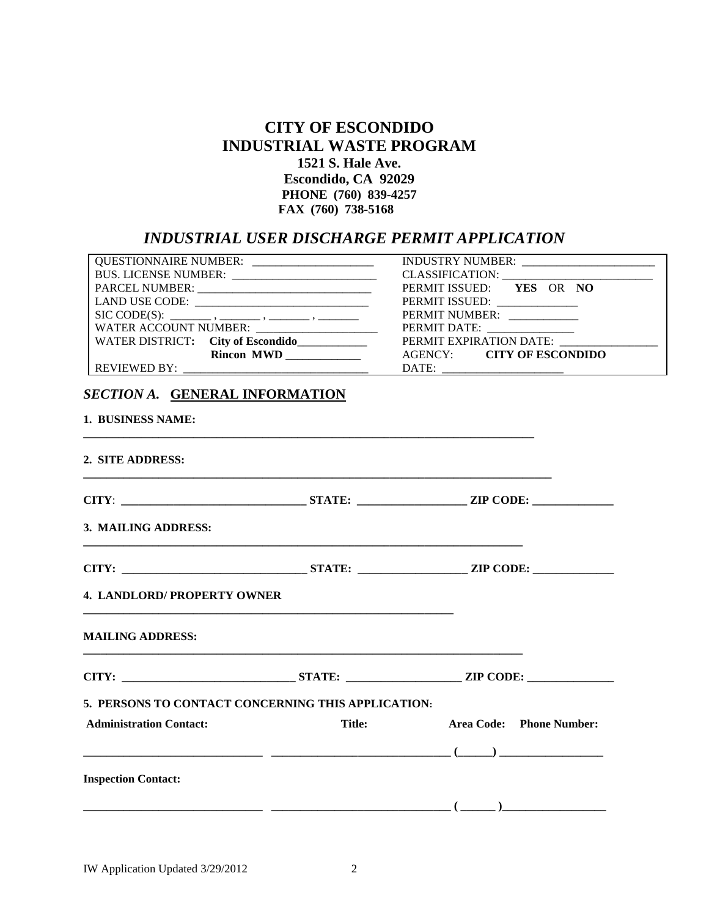# CITY OF ESCONDIDO
# INDUSTRIAL WASTE PROGRAM

**1521 S. Hale Ave.**
**Escondido, CA 92029**
**PHONE (760) 839-4257**
**FAX (760) 738-5168**

## *INDUSTRIAL USER DISCHARGE PERMIT APPLICATION*

| | |
|---|---|
| QUESTIONNAIRE NUMBER: ____________________ | INDUSTRY NUMBER: ______________________ |
| BUS. LICENSE NUMBER: ________________________ | CLASSIFICATION: ________________________ |
| PARCEL NUMBER: _____________________________ | PERMIT ISSUED: **YES** OR **NO** |
| LAND USE CODE: _____________________________ | PERMIT ISSUED: _____________ |
| SIC CODE(S): _______ , _______ , _______ , _______ | PERMIT NUMBER: ___________ |
| WATER ACCOUNT NUMBER: ____________________ | PERMIT DATE: ______________ |
| WATER DISTRICT: **City of Escondido**___________ | PERMIT EXPIRATION DATE: ________________ |
| **Rincon MWD** ____________ | AGENCY: **CITY OF ESCONDIDO** |
| REVIEWED BY: ______________________________ | DATE: ____________________ |

## *SECTION A.* GENERAL INFORMATION

**1. BUSINESS NAME:**

**___________________________________________________________________________**

**2. SITE ADDRESS:**

**___________________________________________________________________________**

**CITY**: **_____________________________ STATE: _________________ ZIP CODE: _____________**

**3. MAILING ADDRESS:**

**___________________________________________________________________________**

**CITY: _____________________________ STATE: _________________ ZIP CODE: _____________**

**4. LANDLORD/ PROPERTY OWNER**

**___________________________________________________________**

**MAILING ADDRESS:**

**___________________________________________________________________________**

**CITY: ____________________________ STATE: __________________ ZIP CODE: ______________**

**5. PERSONS TO CONTACT CONCERNING THIS APPLICATION**:

| **Administration Contact:** | **Title:** | **Area Code: Phone Number:** |
|---|---|---|
| _____________________________ | ____________________________ | (_____) ________________ |

**Inspection Contact:**

| | | |
|---|---|---|
| _____________________________ | ____________________________ | ( _____ )________________ |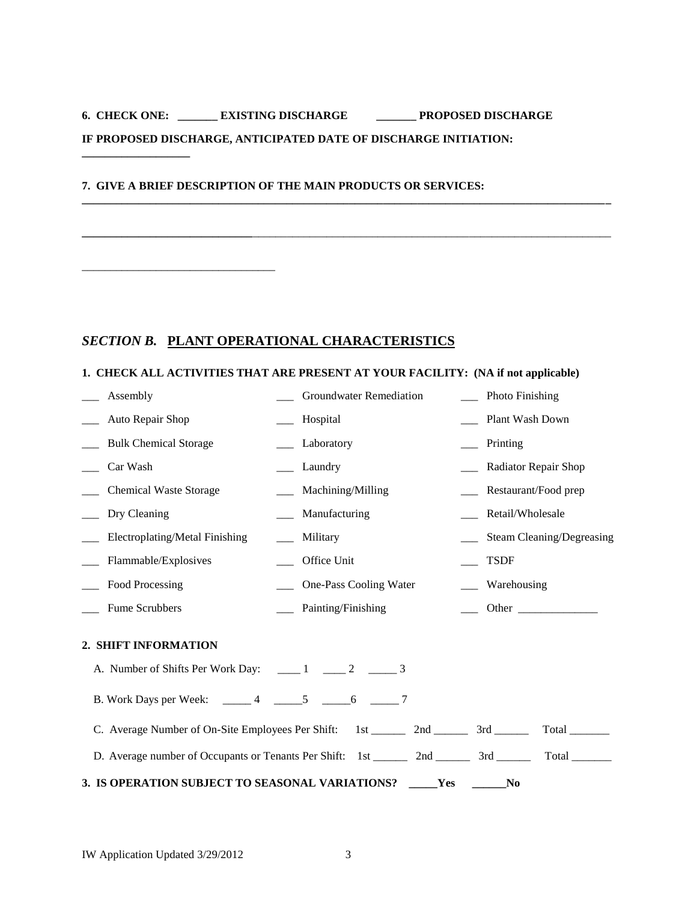**6. CHECK ONE: _______ EXISTING DISCHARGE _______ PROPOSED DISCHARGE**

**IF PROPOSED DISCHARGE, ANTICIPATED DATE OF DISCHARGE INITIATION:**

**__________________**

**7. GIVE A BRIEF DESCRIPTION OF THE MAIN PRODUCTS OR SERVICES:**

**____________________________________________________________________________________________**

**____________________________________________________________________________________________**

_________________________________

## *SECTION B.* PLANT OPERATIONAL CHARACTERISTICS

**1. CHECK ALL ACTIVITIES THAT ARE PRESENT AT YOUR FACILITY: (NA if not applicable)**

| | | |
|---|---|---|
| ___ Assembly | ___ Groundwater Remediation | ___ Photo Finishing |
| ___ Auto Repair Shop | ___ Hospital | ___ Plant Wash Down |
| ___ Bulk Chemical Storage | ___ Laboratory | ___ Printing |
| ___ Car Wash | ___ Laundry | ___ Radiator Repair Shop |
| ___ Chemical Waste Storage | ___ Machining/Milling | ___ Restaurant/Food prep |
| ___ Dry Cleaning | ___ Manufacturing | ___ Retail/Wholesale |
| ___ Electroplating/Metal Finishing | ___ Military | ___ Steam Cleaning/Degreasing |
| ___ Flammable/Explosives | ___ Office Unit | ___ TSDF |
| ___ Food Processing | ___ One-Pass Cooling Water | ___ Warehousing |
| ___ Fume Scrubbers | ___ Painting/Finishing | ___ Other ______________ |

**2. SHIFT INFORMATION**

A. Number of Shifts Per Work Day: ____ 1 ____ 2 _____ 3

B. Work Days per Week: _____ 4 _____5 _____6 _____ 7

C. Average Number of On-Site Employees Per Shift: 1st ______ 2nd ______ 3rd ______ Total _______

D. Average number of Occupants or Tenants Per Shift: 1st ______ 2nd ______ 3rd ______ Total _______

**3. IS OPERATION SUBJECT TO SEASONAL VARIATIONS? _____Yes ______No**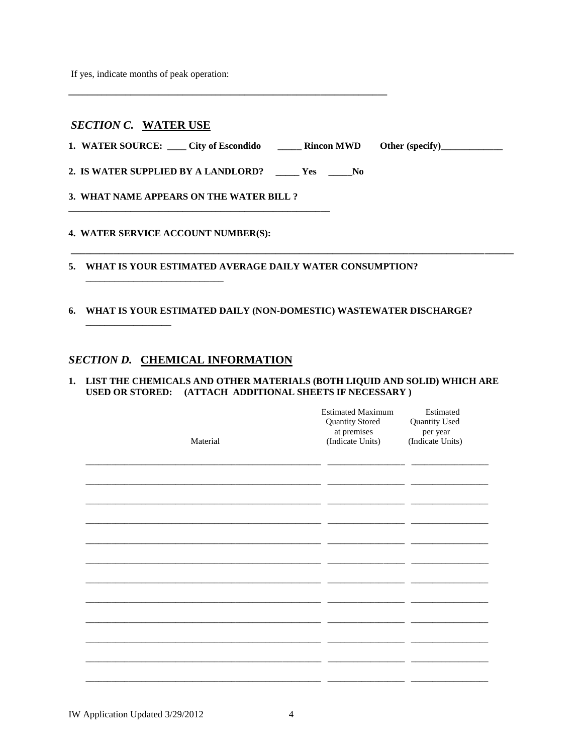If yes, indicate months of peak operation:

_______________________________________________________________

## *SECTION C.* WATER USE

**1. WATER SOURCE: ____ City of Escondido _____ Rincon MWD Other (specify)_____________**

**2. IS WATER SUPPLIED BY A LANDLORD? _____ Yes _____No**

**3. WHAT NAME APPEARS ON THE WATER BILL ?**

_______________________________________________________

**4. WATER SERVICE ACCOUNT NUMBER(S):**

_______________________________________________________________________________________

**5. WHAT IS YOUR ESTIMATED AVERAGE DAILY WATER CONSUMPTION?**

_____________________________

**6. WHAT IS YOUR ESTIMATED DAILY (NON-DOMESTIC) WASTEWATER DISCHARGE?**

__________________

## *SECTION D.* CHEMICAL INFORMATION

**1. LIST THE CHEMICALS AND OTHER MATERIALS (BOTH LIQUID AND SOLID) WHICH ARE USED OR STORED: (ATTACH ADDITIONAL SHEETS IF NECESSARY )**

| Material | Estimated Maximum Quantity Stored at premises (Indicate Units) | Estimated Quantity Used per year (Indicate Units) |
|---|---|---|
| | | |
| | | |
| | | |
| | | |
| | | |
| | | |
| | | |
| | | |
| | | |
| | | |
| | | |
| | | |

IW Application Updated 3/29/2012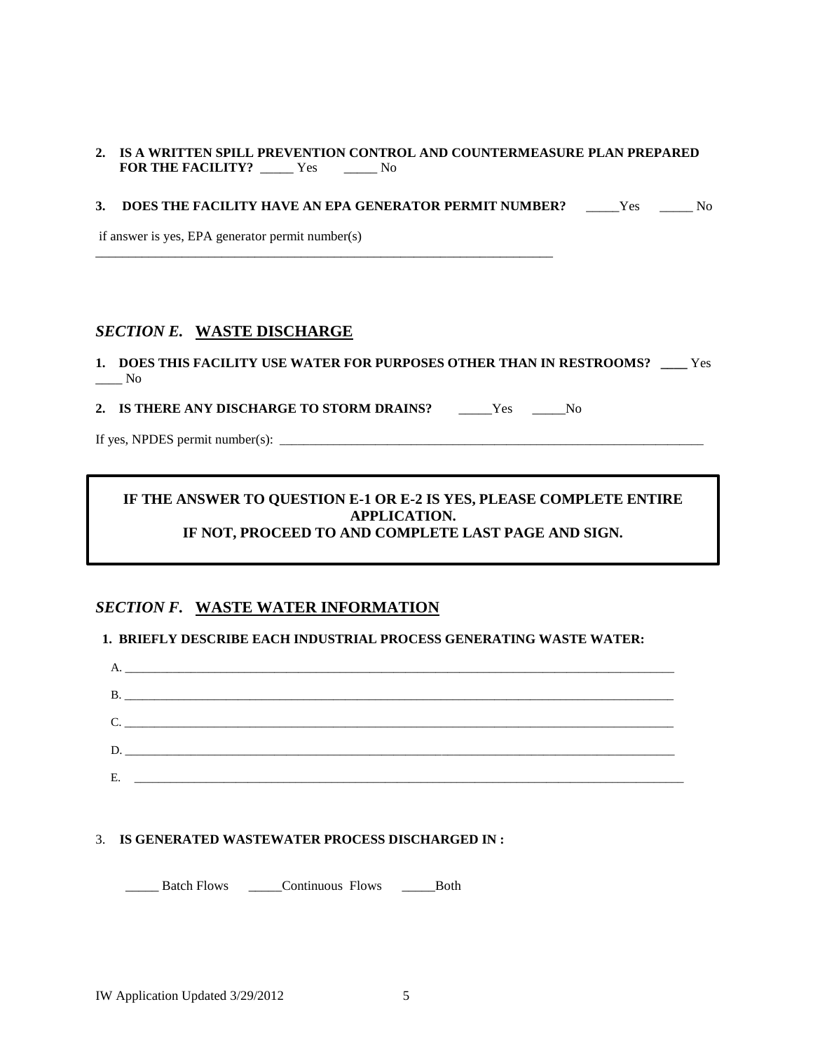2. **IS A WRITTEN SPILL PREVENTION CONTROL AND COUNTERMEASURE PLAN PREPARED FOR THE FACILITY?** _____ Yes _____ No

3. **DOES THE FACILITY HAVE AN EPA GENERATOR PERMIT NUMBER?** _____Yes _____ No

if answer is yes, EPA generator permit number(s)
___________________________________________________________________________

## *SECTION E.* <u>WASTE DISCHARGE</u>

1. **DOES THIS FACILITY USE WATER FOR PURPOSES OTHER THAN IN RESTROOMS?** ____ Yes ____ No

2. **IS THERE ANY DISCHARGE TO STORM DRAINS?** _____Yes _____No

If yes, NPDES permit number(s): ___________________________________________________________________

**IF THE ANSWER TO QUESTION E-1 OR E-2 IS YES, PLEASE COMPLETE ENTIRE APPLICATION.**
**IF NOT, PROCEED TO AND COMPLETE LAST PAGE AND SIGN.**

## *SECTION F.* <u>WASTE WATER INFORMATION</u>

1. **BRIEFLY DESCRIBE EACH INDUSTRIAL PROCESS GENERATING WASTE WATER:**

A. ______________________________________________________________________________________

B. ______________________________________________________________________________________

C. ______________________________________________________________________________________

D. ______________________________________________________________________________________

E. ______________________________________________________________________________________

3. **IS GENERATED WASTEWATER PROCESS DISCHARGED IN :**

_____ Batch Flows _____Continuous Flows _____Both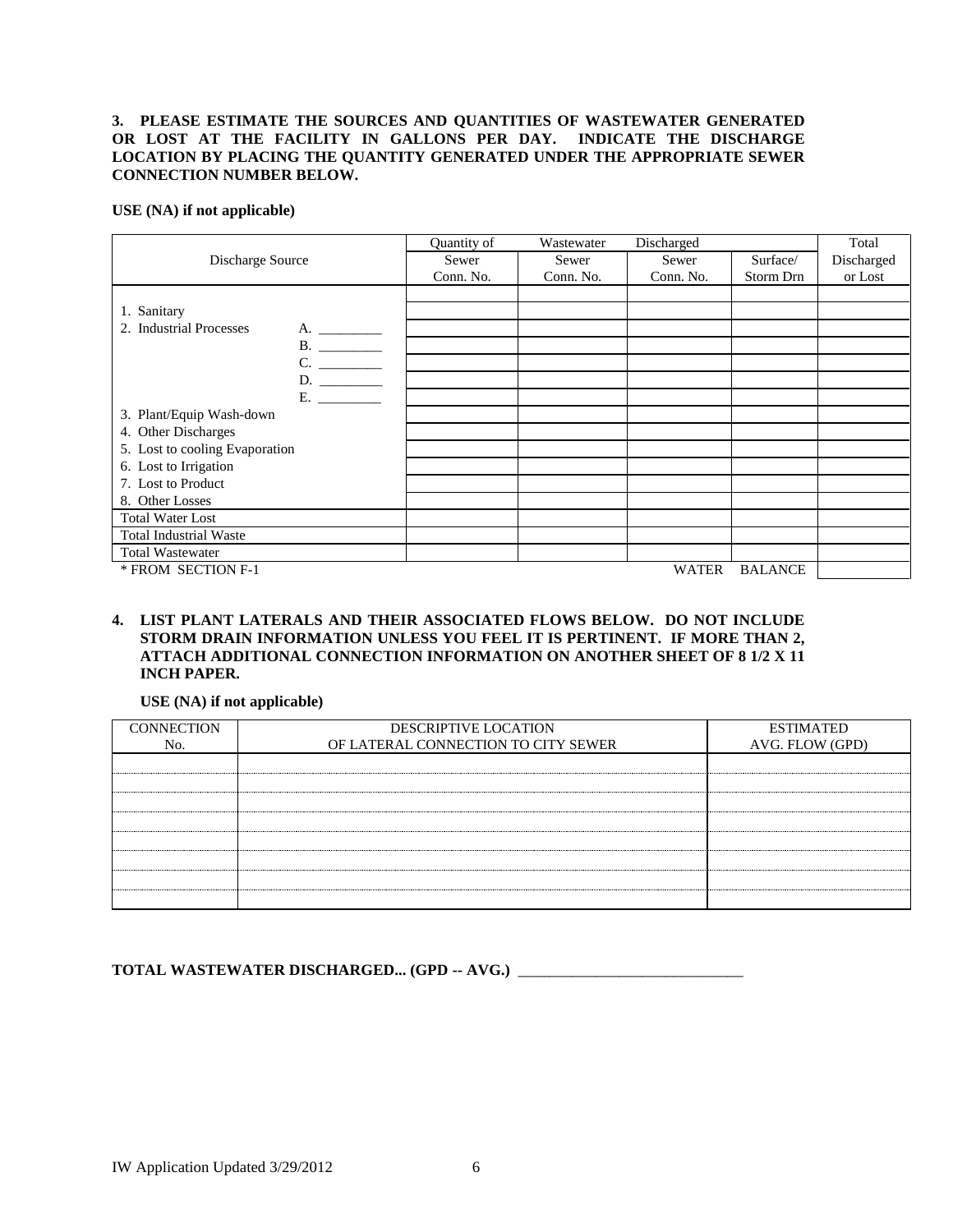**3. PLEASE ESTIMATE THE SOURCES AND QUANTITIES OF WASTEWATER GENERATED OR LOST AT THE FACILITY IN GALLONS PER DAY. INDICATE THE DISCHARGE LOCATION BY PLACING THE QUANTITY GENERATED UNDER THE APPROPRIATE SEWER CONNECTION NUMBER BELOW.**

**USE (NA) if not applicable)**

| Discharge Source | Quantity of Wastewater Discharged | | | | Total |
|---|---|---|---|---|---|
| | Sewer Conn. No. | Sewer Conn. No. | Sewer Conn. No. | Surface/ Storm Drn | Discharged or Lost |
| | | | | | |
| 1. Sanitary | | | | | |
| 2. Industrial Processes A. _________ | | | | | |
| B. _________ | | | | | |
| C. _________ | | | | | |
| D. _________ | | | | | |
| E. _________ | | | | | |
| 3. Plant/Equip Wash-down | | | | | |
| 4. Other Discharges | | | | | |
| 5. Lost to cooling Evaporation | | | | | |
| 6. Lost to Irrigation | | | | | |
| 7. Lost to Product | | | | | |
| 8. Other Losses | | | | | |
| Total Water Lost | | | | | |
| Total Industrial Waste | | | | | |
| Total Wastewater | | | | | |
| * FROM SECTION F-1 | | | WATER | BALANCE | |

**4. LIST PLANT LATERALS AND THEIR ASSOCIATED FLOWS BELOW. DO NOT INCLUDE STORM DRAIN INFORMATION UNLESS YOU FEEL IT IS PERTINENT. IF MORE THAN 2, ATTACH ADDITIONAL CONNECTION INFORMATION ON ANOTHER SHEET OF 8 1/2 X 11 INCH PAPER.**

**USE (NA) if not applicable)**

| CONNECTION No. | DESCRIPTIVE LOCATION OF LATERAL CONNECTION TO CITY SEWER | ESTIMATED AVG. FLOW (GPD) |
|---|---|---|
| | | |
| | | |
| | | |
| | | |
| | | |
| | | |
| | | |
| | | |

**TOTAL WASTEWATER DISCHARGED... (GPD -- AVG.)** ______________________________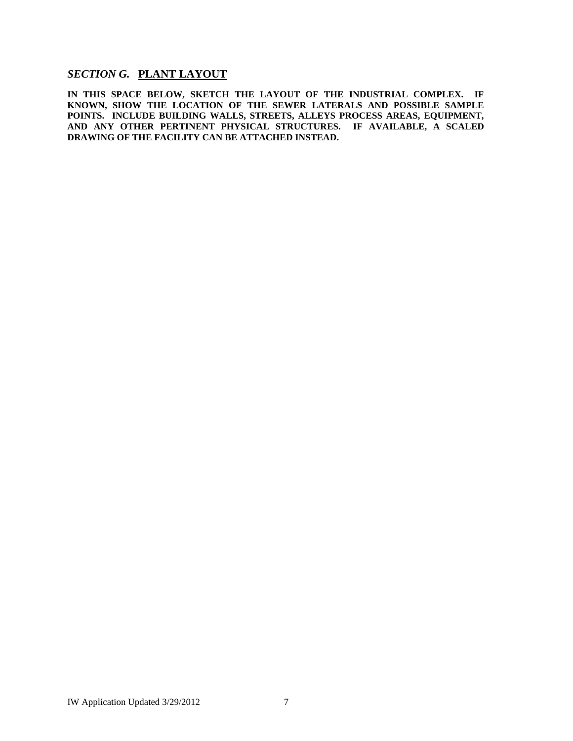## *SECTION G.* PLANT LAYOUT

**IN THIS SPACE BELOW, SKETCH THE LAYOUT OF THE INDUSTRIAL COMPLEX. IF KNOWN, SHOW THE LOCATION OF THE SEWER LATERALS AND POSSIBLE SAMPLE POINTS. INCLUDE BUILDING WALLS, STREETS, ALLEYS PROCESS AREAS, EQUIPMENT, AND ANY OTHER PERTINENT PHYSICAL STRUCTURES. IF AVAILABLE, A SCALED DRAWING OF THE FACILITY CAN BE ATTACHED INSTEAD.**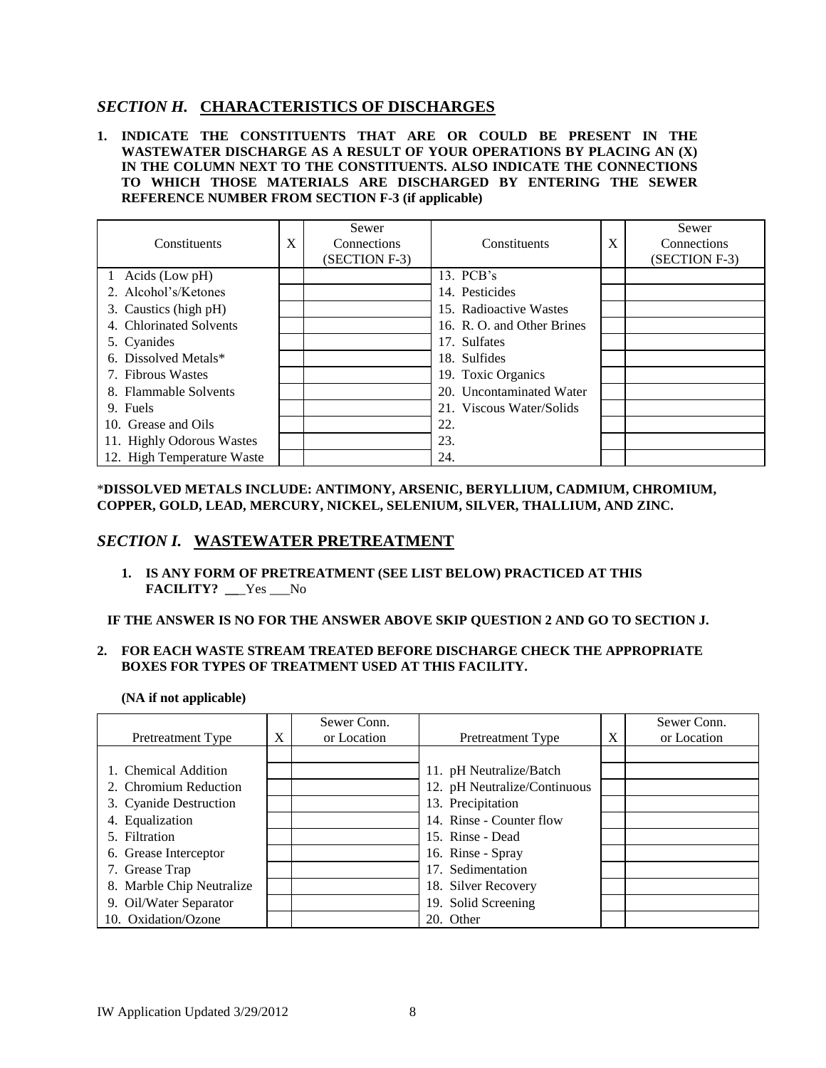## *SECTION H.* CHARACTERISTICS OF DISCHARGES

**1. INDICATE THE CONSTITUENTS THAT ARE OR COULD BE PRESENT IN THE WASTEWATER DISCHARGE AS A RESULT OF YOUR OPERATIONS BY PLACING AN (X) IN THE COLUMN NEXT TO THE CONSTITUENTS. ALSO INDICATE THE CONNECTIONS TO WHICH THOSE MATERIALS ARE DISCHARGED BY ENTERING THE SEWER REFERENCE NUMBER FROM SECTION F-3 (if applicable)**

| Constituents | X | Sewer Connections (SECTION F-3) | Constituents | X | Sewer Connections (SECTION F-3) |
|---|---|---|---|---|---|
| 1 Acids (Low pH) | | | 13. PCB's | | |
| 2. Alcohol's/Ketones | | | 14. Pesticides | | |
| 3. Caustics (high pH) | | | 15. Radioactive Wastes | | |
| 4. Chlorinated Solvents | | | 16. R. O. and Other Brines | | |
| 5. Cyanides | | | 17. Sulfates | | |
| 6. Dissolved Metals* | | | 18. Sulfides | | |
| 7. Fibrous Wastes | | | 19. Toxic Organics | | |
| 8. Flammable Solvents | | | 20. Uncontaminated Water | | |
| 9. Fuels | | | 21. Viscous Water/Solids | | |
| 10. Grease and Oils | | | 22. | | |
| 11. Highly Odorous Wastes | | | 23. | | |
| 12. High Temperature Waste | | | 24. | | |

***DISSOLVED METALS INCLUDE: ANTIMONY, ARSENIC, BERYLLIUM, CADMIUM, CHROMIUM, COPPER, GOLD, LEAD, MERCURY, NICKEL, SELENIUM, SILVER, THALLIUM, AND ZINC.**

## *SECTION I.* WASTEWATER PRETREATMENT

**1. IS ANY FORM OF PRETREATMENT (SEE LIST BELOW) PRACTICED AT THIS FACILITY?** ___Yes ___No

**IF THE ANSWER IS NO FOR THE ANSWER ABOVE SKIP QUESTION 2 AND GO TO SECTION J.**

**2. FOR EACH WASTE STREAM TREATED BEFORE DISCHARGE CHECK THE APPROPRIATE BOXES FOR TYPES OF TREATMENT USED AT THIS FACILITY.**

**(NA if not applicable)**

| Pretreatment Type | X | Sewer Conn. or Location | Pretreatment Type | X | Sewer Conn. or Location |
|---|---|---|---|---|---|
| | | | | | |
| 1. Chemical Addition | | | 11. pH Neutralize/Batch | | |
| 2. Chromium Reduction | | | 12. pH Neutralize/Continuous | | |
| 3. Cyanide Destruction | | | 13. Precipitation | | |
| 4. Equalization | | | 14. Rinse - Counter flow | | |
| 5. Filtration | | | 15. Rinse - Dead | | |
| 6. Grease Interceptor | | | 16. Rinse - Spray | | |
| 7. Grease Trap | | | 17. Sedimentation | | |
| 8. Marble Chip Neutralize | | | 18. Silver Recovery | | |
| 9. Oil/Water Separator | | | 19. Solid Screening | | |
| 10. Oxidation/Ozone | | | 20. Other | | |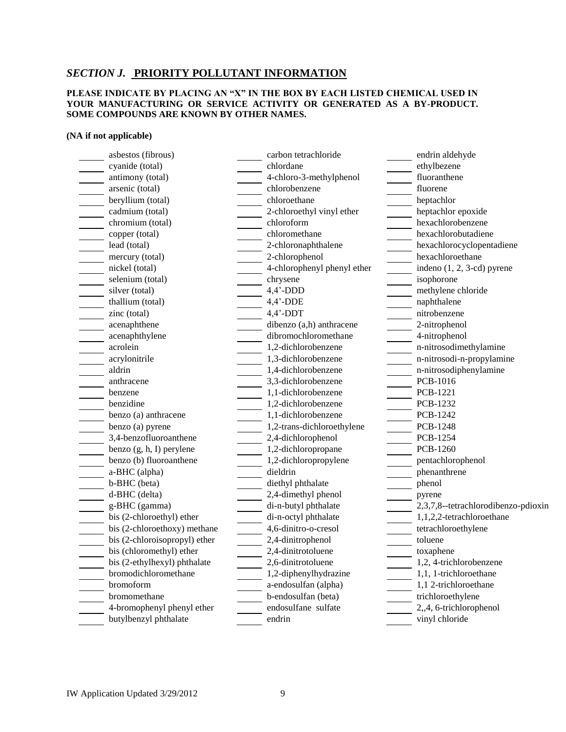## *SECTION J.* PRIORITY POLLUTANT INFORMATION

**PLEASE INDICATE BY PLACING AN "X" IN THE BOX BY EACH LISTED CHEMICAL USED IN YOUR MANUFACTURING OR SERVICE ACTIVITY OR GENERATED AS A BY-PRODUCT. SOME COMPOUNDS ARE KNOWN BY OTHER NAMES.**

**(NA if not applicable)**

_____ asbestos (fibrous)
_____ cyanide (total)
_____ antimony (total)
_____ arsenic (total)
_____ beryllium (total)
_____ cadmium (total)
_____ chromium (total)
_____ copper (total)
_____ lead (total)
_____ mercury (total)
_____ nickel (total)
_____ selenium (total)
_____ silver (total)
_____ thallium (total)
_____ zinc (total)
_____ acenaphthene
_____ acenaphthylene
_____ acrolein
_____ acrylonitrile
_____ aldrin
_____ anthracene
_____ benzene
_____ benzidine
_____ benzo (a) anthracene
_____ benzo (a) pyrene
_____ 3,4-benzofluoroanthene
_____ benzo (g, h, I) perylene
_____ benzo (b) fluoroanthene
_____ a-BHC (alpha)
_____ b-BHC (beta)
_____ d-BHC (delta)
_____ g-BHC (gamma)
_____ bis (2-chloroethyl) ether
_____ bis (2-chloroethoxy) methane
_____ bis (2-chloroisopropyl) ether
_____ bis (chloromethyl) ether
_____ bis (2-ethylhexyl) phthalate
_____ bromodichloromethane
_____ bromoform
_____ bromomethane
_____ 4-bromophenyl phenyl ether
_____ butylbenzyl phthalate
_____ carbon tetrachloride
_____ chlordane
_____ 4-chloro-3-methylphenol
_____ chlorobenzene
_____ chloroethane
_____ 2-chloroethyl vinyl ether
_____ chloroform
_____ chloromethane
_____ 2-chloronaphthalene
_____ 2-chlorophenol
_____ 4-chlorophenyl phenyl ether
_____ chrysene
_____ 4,4'-DDD
_____ 4,4'-DDE
_____ 4,4'-DDT
_____ dibenzo (a,h) anthracene
_____ dibromochloromethane
_____ 1,2-dichlorobenzene
_____ 1,3-dichlorobenzene
_____ 1,4-dichlorobenzene
_____ 3,3-dichlorobenzene
_____ 1,1-dichlorobenzene
_____ 1,2-dichlorobenzene
_____ 1,1-dichlorobenzene
_____ 1,2-trans-dichloroethylene
_____ 2,4-dichlorophenol
_____ 1,2-dichloropropane
_____ 1,2-dichloropropylene
_____ dieldrin
_____ diethyl phthalate
_____ 2,4-dimethyl phenol
_____ di-n-butyl phthalate
_____ di-n-octyl phthalate
_____ 4,6-dinitro-o-cresol
_____ 2,4-dinitrophenol
_____ 2,4-dinitrotoluene
_____ 2,6-dinitrotoluene
_____ 1,2-diphenylhydrazine
_____ a-endosulfan (alpha)
_____ b-endosulfan (beta)
_____ endosulfane sulfate
_____ endrin
_____ endrin aldehyde
_____ ethylbezene
_____ fluoranthene
_____ fluorene
_____ heptachlor
_____ heptachlor epoxide
_____ hexachlorobenzene
_____ hexachlorobutadiene
_____ hexachlorocyclopentadiene
_____ hexachloroethane
_____ indeno (1, 2, 3-cd) pyrene
_____ isophorone
_____ methylene chloride
_____ naphthalene
_____ nitrobenzene
_____ 2-nitrophenol
_____ 4-nitrophenol
_____ n-nitrosodimethylamine
_____ n-nitrosodi-n-propylamine
_____ n-nitrosodiphenylamine
_____ PCB-1016
_____ PCB-1221
_____ PCB-1232
_____ PCB-1242
_____ PCB-1248
_____ PCB-1254
_____ PCB-1260
_____ pentachlorophenol
_____ phenanthrene
_____ phenol
_____ pyrene
_____ 2,3,7,8--tetrachlorodibenzo-pdioxin
_____ 1,1,2,2-tetrachloroethane
_____ tetrachloroethylene
_____ toluene
_____ toxaphene
_____ 1,2, 4-trichlorobenzene
_____ 1,1, 1-trichloroethane
_____ 1,1 2-trichloroethane
_____ trichloroethylene
_____ 2,,4, 6-trichlorophenol
_____ vinyl chloride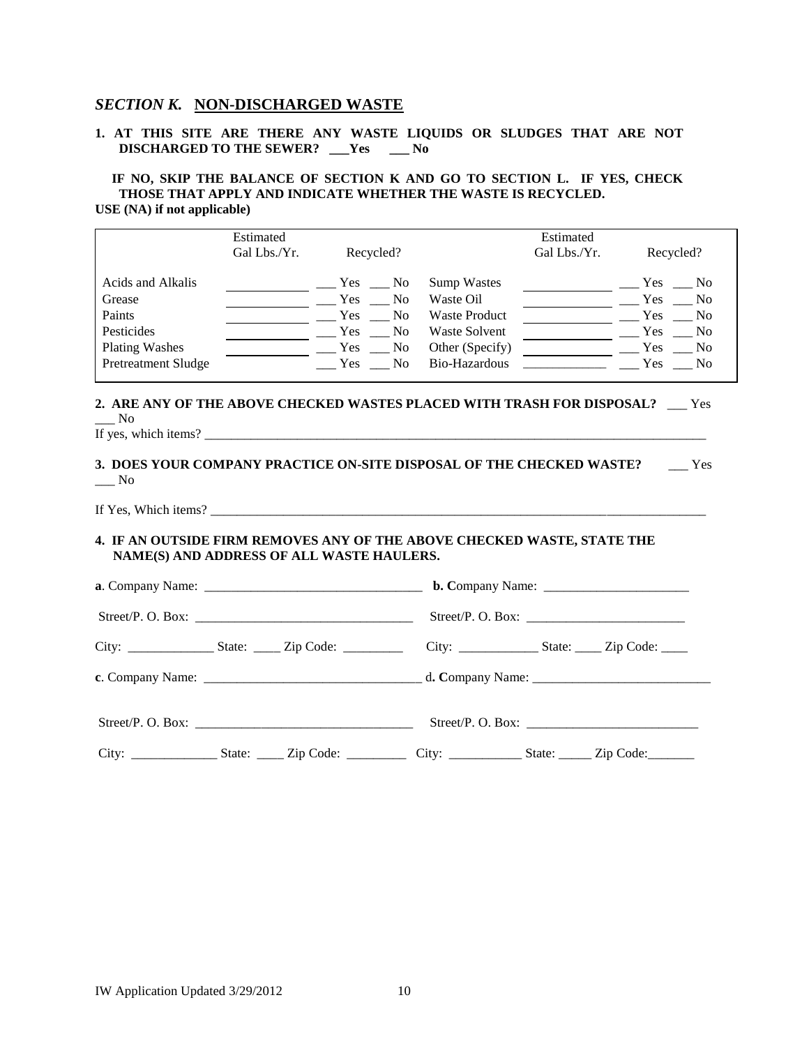## *SECTION K.* NON-DISCHARGED WASTE

**1. AT THIS SITE ARE THERE ANY WASTE LIQUIDS OR SLUDGES THAT ARE NOT DISCHARGED TO THE SEWER? ___Yes ___ No**

**IF NO, SKIP THE BALANCE OF SECTION K AND GO TO SECTION L. IF YES, CHECK THOSE THAT APPLY AND INDICATE WHETHER THE WASTE IS RECYCLED.**
**USE (NA) if not applicable)**

| | Estimated Gal Lbs./Yr. | Recycled? | | Estimated Gal Lbs./Yr. | Recycled? |
|---|---|---|---|---|---|
| Acids and Alkalis | ____________ | ___ Yes ___ No | Sump Wastes | ____________ | ___ Yes ___ No |
| Grease | ____________ | ___ Yes ___ No | Waste Oil | ____________ | ___ Yes ___ No |
| Paints | ____________ | ___ Yes ___ No | Waste Product | ____________ | ___ Yes ___ No |
| Pesticides | ____________ | ___ Yes ___ No | Waste Solvent | ____________ | ___ Yes ___ No |
| Plating Washes | ____________ | ___ Yes ___ No | Other (Specify) | ____________ | ___ Yes ___ No |
| Pretreatment Sludge | | ___ Yes ___ No | Bio-Hazardous | ____________ | ___ Yes ___ No |

**2. ARE ANY OF THE ABOVE CHECKED WASTES PLACED WITH TRASH FOR DISPOSAL?** ___ Yes ___ No

If yes, which items? ______________________________________________________________________________

**3. DOES YOUR COMPANY PRACTICE ON-SITE DISPOSAL OF THE CHECKED WASTE?** ___ Yes ___ No

If Yes, Which items? ______________________________________________________________________________

**4. IF AN OUTSIDE FIRM REMOVES ANY OF THE ABOVE CHECKED WASTE, STATE THE NAME(S) AND ADDRESS OF ALL WASTE HAULERS.**

**a**. Company Name: _________________________________ **b. C**ompany Name: ______________________

Street/P. O. Box: _________________________________ Street/P. O. Box: ________________________

City: _____________ State: ____ Zip Code: _________ City: ____________ State: ____ Zip Code: ____

**c**. Company Name: _________________________________ d**. C**ompany Name: ___________________________

Street/P. O. Box: _________________________________ Street/P. O. Box: __________________________

City: _____________ State: ____ Zip Code: _________ City: ___________ State: _____ Zip Code:_______

IW Application Updated 3/29/2012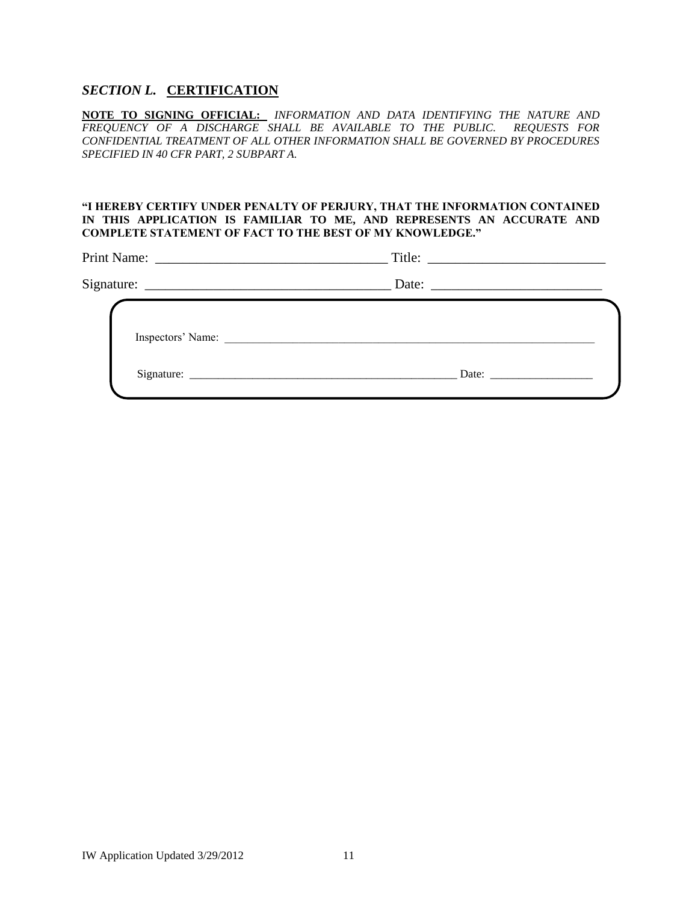## *SECTION L.* CERTIFICATION

**NOTE TO SIGNING OFFICIAL:** *INFORMATION AND DATA IDENTIFYING THE NATURE AND FREQUENCY OF A DISCHARGE SHALL BE AVAILABLE TO THE PUBLIC. REQUESTS FOR CONFIDENTIAL TREATMENT OF ALL OTHER INFORMATION SHALL BE GOVERNED BY PROCEDURES SPECIFIED IN 40 CFR PART, 2 SUBPART A.*

**"I HEREBY CERTIFY UNDER PENALTY OF PERJURY, THAT THE INFORMATION CONTAINED IN THIS APPLICATION IS FAMILIAR TO ME, AND REPRESENTS AN ACCURATE AND COMPLETE STATEMENT OF FACT TO THE BEST OF MY KNOWLEDGE."**

Print Name: __________________________________ Title: __________________________

Signature: ___________________________________ Date: _________________________

Inspectors' Name: ____________________________________________________________________

Signature: ________________________________________________ Date: __________________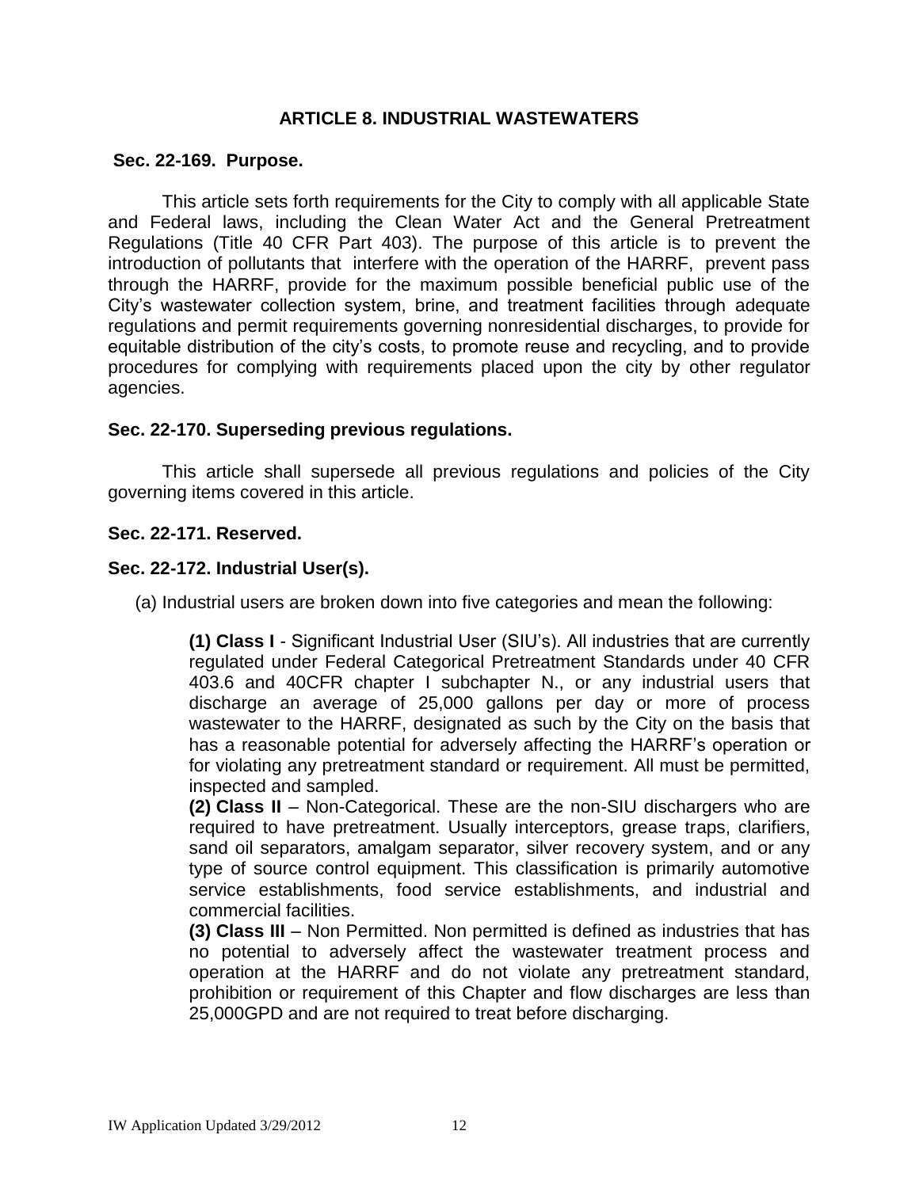# ARTICLE 8. INDUSTRIAL WASTEWATERS

### Sec. 22-169. Purpose.

This article sets forth requirements for the City to comply with all applicable State and Federal laws, including the Clean Water Act and the General Pretreatment Regulations (Title 40 CFR Part 403). The purpose of this article is to prevent the introduction of pollutants that interfere with the operation of the HARRF, prevent pass through the HARRF, provide for the maximum possible beneficial public use of the City's wastewater collection system, brine, and treatment facilities through adequate regulations and permit requirements governing nonresidential discharges, to provide for equitable distribution of the city's costs, to promote reuse and recycling, and to provide procedures for complying with requirements placed upon the city by other regulator agencies.

### Sec. 22-170. Superseding previous regulations.

This article shall supersede all previous regulations and policies of the City governing items covered in this article.

### Sec. 22-171. Reserved.

### Sec. 22-172. Industrial User(s).

(a) Industrial users are broken down into five categories and mean the following:

**(1) Class I** - Significant Industrial User (SIU's). All industries that are currently regulated under Federal Categorical Pretreatment Standards under 40 CFR 403.6 and 40CFR chapter I subchapter N., or any industrial users that discharge an average of 25,000 gallons per day or more of process wastewater to the HARRF, designated as such by the City on the basis that has a reasonable potential for adversely affecting the HARRF's operation or for violating any pretreatment standard or requirement. All must be permitted, inspected and sampled.

**(2) Class II** – Non-Categorical. These are the non-SIU dischargers who are required to have pretreatment. Usually interceptors, grease traps, clarifiers, sand oil separators, amalgam separator, silver recovery system, and or any type of source control equipment. This classification is primarily automotive service establishments, food service establishments, and industrial and commercial facilities.

**(3) Class III** – Non Permitted. Non permitted is defined as industries that has no potential to adversely affect the wastewater treatment process and operation at the HARRF and do not violate any pretreatment standard, prohibition or requirement of this Chapter and flow discharges are less than 25,000GPD and are not required to treat before discharging.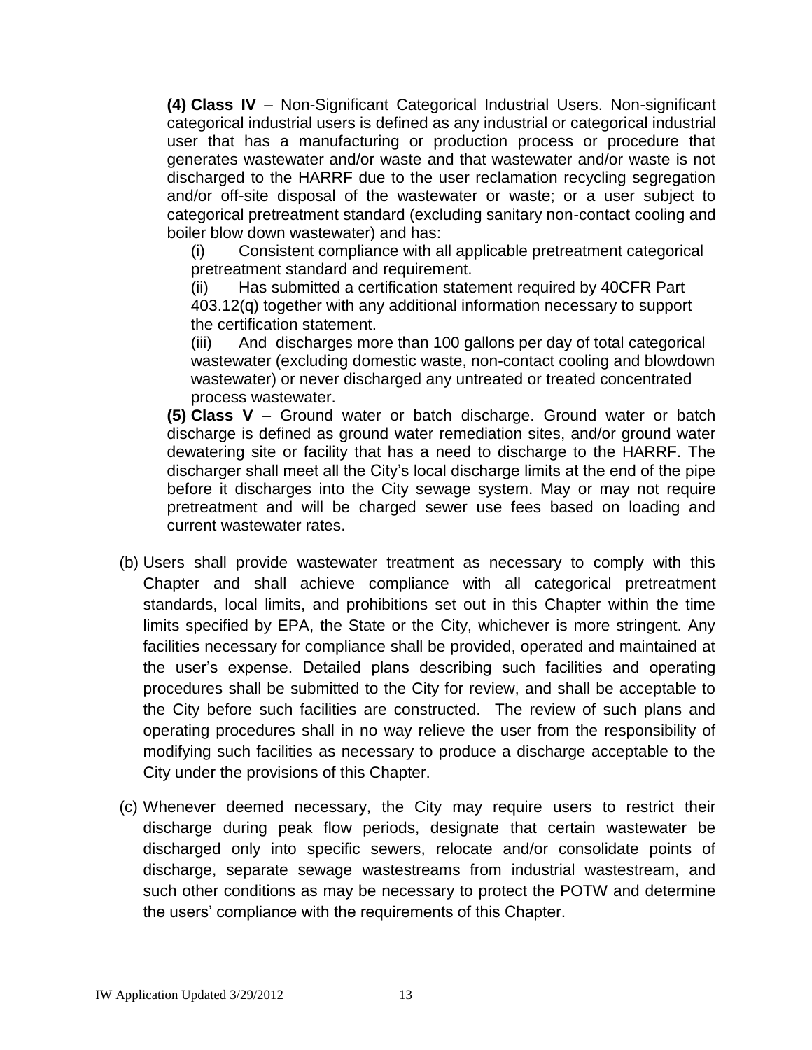**(4) Class IV** – Non-Significant Categorical Industrial Users. Non-significant categorical industrial users is defined as any industrial or categorical industrial user that has a manufacturing or production process or procedure that generates wastewater and/or waste and that wastewater and/or waste is not discharged to the HARRF due to the user reclamation recycling segregation and/or off-site disposal of the wastewater or waste; or a user subject to categorical pretreatment standard (excluding sanitary non-contact cooling and boiler blow down wastewater) and has:

(i) Consistent compliance with all applicable pretreatment categorical pretreatment standard and requirement.

(ii) Has submitted a certification statement required by 40CFR Part 403.12(q) together with any additional information necessary to support the certification statement.

(iii) And discharges more than 100 gallons per day of total categorical wastewater (excluding domestic waste, non-contact cooling and blowdown wastewater) or never discharged any untreated or treated concentrated process wastewater.

**(5) Class V** – Ground water or batch discharge. Ground water or batch discharge is defined as ground water remediation sites, and/or ground water dewatering site or facility that has a need to discharge to the HARRF. The discharger shall meet all the City's local discharge limits at the end of the pipe before it discharges into the City sewage system. May or may not require pretreatment and will be charged sewer use fees based on loading and current wastewater rates.

(b) Users shall provide wastewater treatment as necessary to comply with this Chapter and shall achieve compliance with all categorical pretreatment standards, local limits, and prohibitions set out in this Chapter within the time limits specified by EPA, the State or the City, whichever is more stringent. Any facilities necessary for compliance shall be provided, operated and maintained at the user's expense. Detailed plans describing such facilities and operating procedures shall be submitted to the City for review, and shall be acceptable to the City before such facilities are constructed. The review of such plans and operating procedures shall in no way relieve the user from the responsibility of modifying such facilities as necessary to produce a discharge acceptable to the City under the provisions of this Chapter.

(c) Whenever deemed necessary, the City may require users to restrict their discharge during peak flow periods, designate that certain wastewater be discharged only into specific sewers, relocate and/or consolidate points of discharge, separate sewage wastestreams from industrial wastestream, and such other conditions as may be necessary to protect the POTW and determine the users' compliance with the requirements of this Chapter.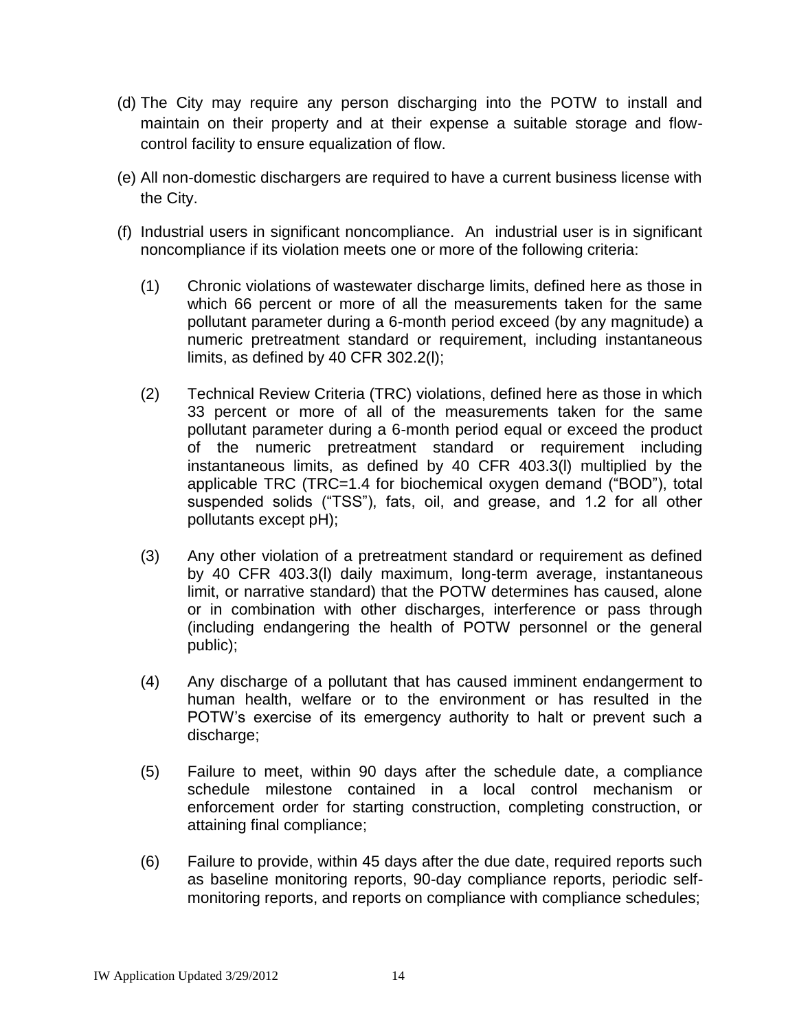(d) The City may require any person discharging into the POTW to install and maintain on their property and at their expense a suitable storage and flow-control facility to ensure equalization of flow.

(e) All non-domestic dischargers are required to have a current business license with the City.

(f) Industrial users in significant noncompliance. An industrial user is in significant noncompliance if its violation meets one or more of the following criteria:

   (1) Chronic violations of wastewater discharge limits, defined here as those in which 66 percent or more of all the measurements taken for the same pollutant parameter during a 6-month period exceed (by any magnitude) a numeric pretreatment standard or requirement, including instantaneous limits, as defined by 40 CFR 302.2(l);

   (2) Technical Review Criteria (TRC) violations, defined here as those in which 33 percent or more of all of the measurements taken for the same pollutant parameter during a 6-month period equal or exceed the product of the numeric pretreatment standard or requirement including instantaneous limits, as defined by 40 CFR 403.3(l) multiplied by the applicable TRC (TRC=1.4 for biochemical oxygen demand ("BOD"), total suspended solids ("TSS"), fats, oil, and grease, and 1.2 for all other pollutants except pH);

   (3) Any other violation of a pretreatment standard or requirement as defined by 40 CFR 403.3(l) daily maximum, long-term average, instantaneous limit, or narrative standard) that the POTW determines has caused, alone or in combination with other discharges, interference or pass through (including endangering the health of POTW personnel or the general public);

   (4) Any discharge of a pollutant that has caused imminent endangerment to human health, welfare or to the environment or has resulted in the POTW's exercise of its emergency authority to halt or prevent such a discharge;

   (5) Failure to meet, within 90 days after the schedule date, a compliance schedule milestone contained in a local control mechanism or enforcement order for starting construction, completing construction, or attaining final compliance;

   (6) Failure to provide, within 45 days after the due date, required reports such as baseline monitoring reports, 90-day compliance reports, periodic self-monitoring reports, and reports on compliance with compliance schedules;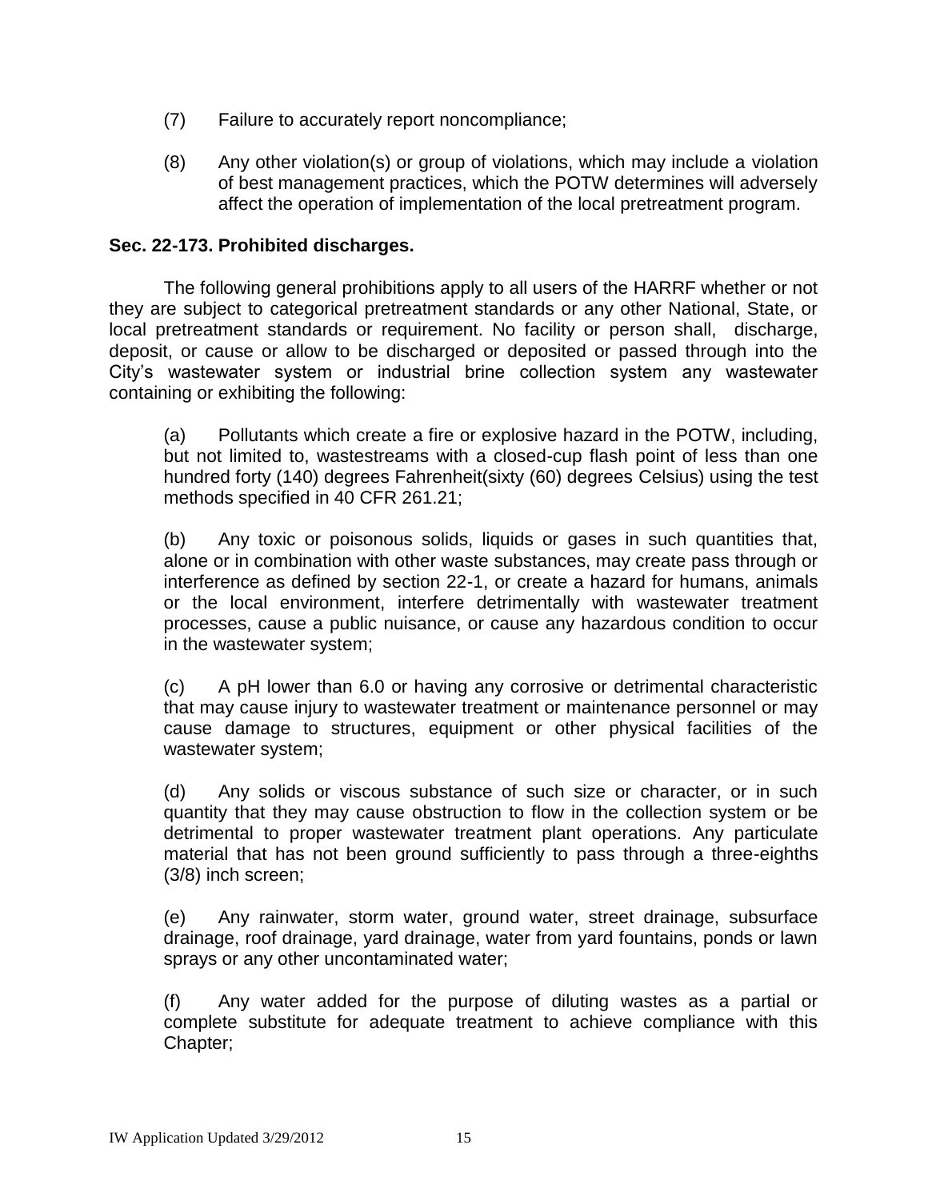(7) Failure to accurately report noncompliance;

(8) Any other violation(s) or group of violations, which may include a violation of best management practices, which the POTW determines will adversely affect the operation of implementation of the local pretreatment program.

### Sec. 22-173. Prohibited discharges.

The following general prohibitions apply to all users of the HARRF whether or not they are subject to categorical pretreatment standards or any other National, State, or local pretreatment standards or requirement. No facility or person shall, discharge, deposit, or cause or allow to be discharged or deposited or passed through into the City's wastewater system or industrial brine collection system any wastewater containing or exhibiting the following:

(a) Pollutants which create a fire or explosive hazard in the POTW, including, but not limited to, wastestreams with a closed-cup flash point of less than one hundred forty (140) degrees Fahrenheit(sixty (60) degrees Celsius) using the test methods specified in 40 CFR 261.21;

(b) Any toxic or poisonous solids, liquids or gases in such quantities that, alone or in combination with other waste substances, may create pass through or interference as defined by section 22-1, or create a hazard for humans, animals or the local environment, interfere detrimentally with wastewater treatment processes, cause a public nuisance, or cause any hazardous condition to occur in the wastewater system;

(c) A pH lower than 6.0 or having any corrosive or detrimental characteristic that may cause injury to wastewater treatment or maintenance personnel or may cause damage to structures, equipment or other physical facilities of the wastewater system;

(d) Any solids or viscous substance of such size or character, or in such quantity that they may cause obstruction to flow in the collection system or be detrimental to proper wastewater treatment plant operations. Any particulate material that has not been ground sufficiently to pass through a three-eighths (3/8) inch screen;

(e) Any rainwater, storm water, ground water, street drainage, subsurface drainage, roof drainage, yard drainage, water from yard fountains, ponds or lawn sprays or any other uncontaminated water;

(f) Any water added for the purpose of diluting wastes as a partial or complete substitute for adequate treatment to achieve compliance with this Chapter;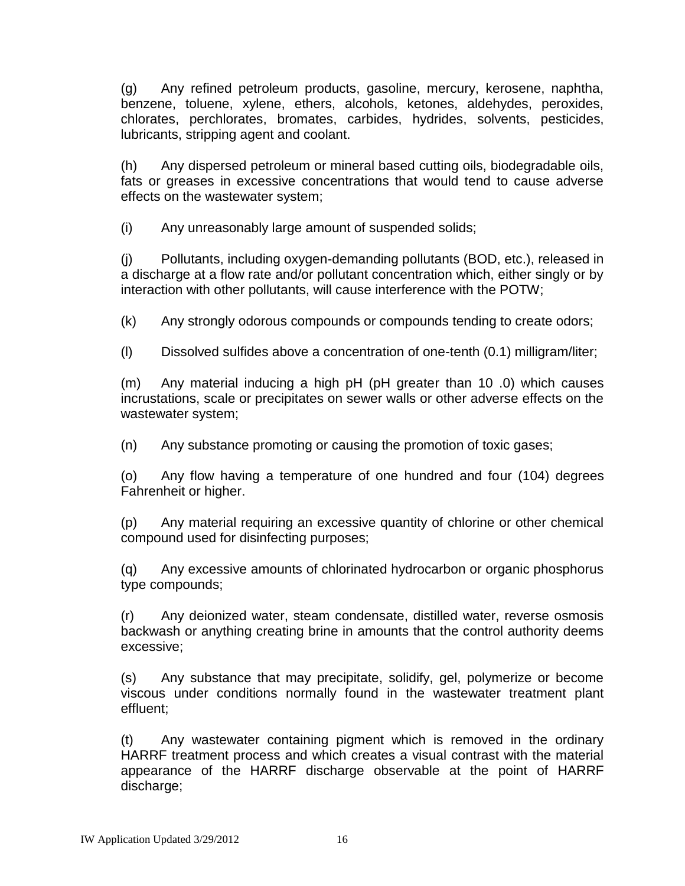(g) Any refined petroleum products, gasoline, mercury, kerosene, naphtha, benzene, toluene, xylene, ethers, alcohols, ketones, aldehydes, peroxides, chlorates, perchlorates, bromates, carbides, hydrides, solvents, pesticides, lubricants, stripping agent and coolant.

(h) Any dispersed petroleum or mineral based cutting oils, biodegradable oils, fats or greases in excessive concentrations that would tend to cause adverse effects on the wastewater system;

(i) Any unreasonably large amount of suspended solids;

(j) Pollutants, including oxygen-demanding pollutants (BOD, etc.), released in a discharge at a flow rate and/or pollutant concentration which, either singly or by interaction with other pollutants, will cause interference with the POTW;

(k) Any strongly odorous compounds or compounds tending to create odors;

(l) Dissolved sulfides above a concentration of one-tenth (0.1) milligram/liter;

(m) Any material inducing a high pH (pH greater than 10 .0) which causes incrustations, scale or precipitates on sewer walls or other adverse effects on the wastewater system;

(n) Any substance promoting or causing the promotion of toxic gases;

(o) Any flow having a temperature of one hundred and four (104) degrees Fahrenheit or higher.

(p) Any material requiring an excessive quantity of chlorine or other chemical compound used for disinfecting purposes;

(q) Any excessive amounts of chlorinated hydrocarbon or organic phosphorus type compounds;

(r) Any deionized water, steam condensate, distilled water, reverse osmosis backwash or anything creating brine in amounts that the control authority deems excessive;

(s) Any substance that may precipitate, solidify, gel, polymerize or become viscous under conditions normally found in the wastewater treatment plant effluent;

(t) Any wastewater containing pigment which is removed in the ordinary HARRF treatment process and which creates a visual contrast with the material appearance of the HARRF discharge observable at the point of HARRF discharge;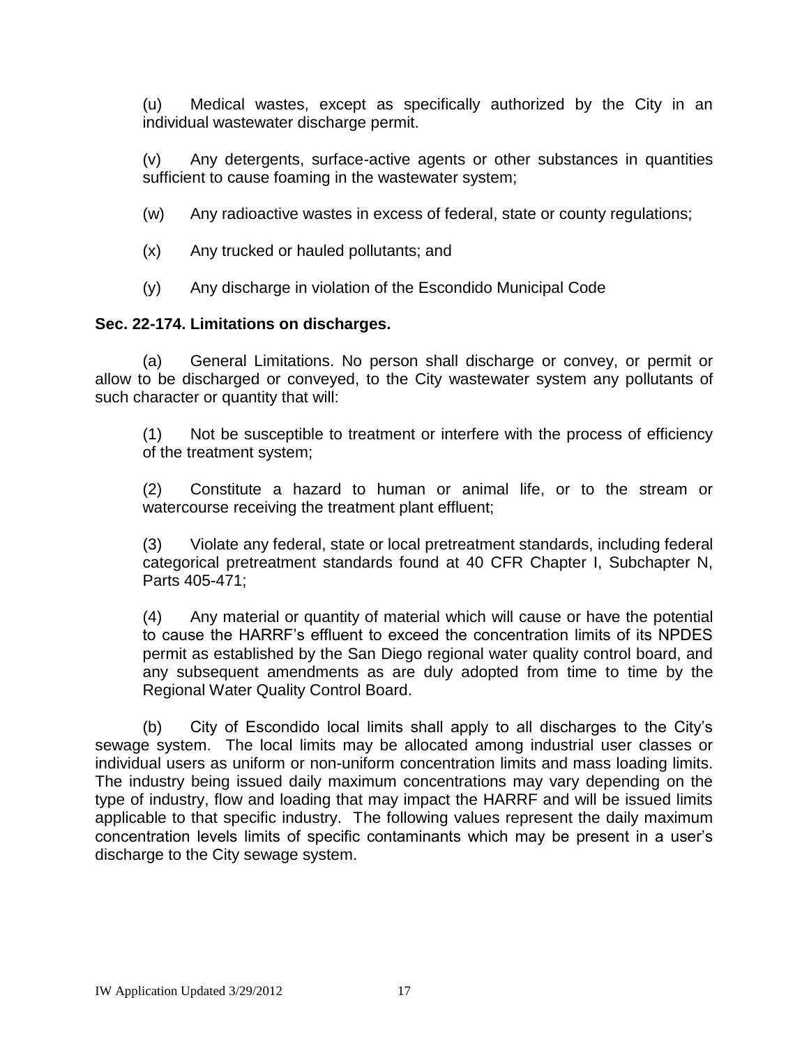(u) Medical wastes, except as specifically authorized by the City in an individual wastewater discharge permit.

(v) Any detergents, surface-active agents or other substances in quantities sufficient to cause foaming in the wastewater system;

(w) Any radioactive wastes in excess of federal, state or county regulations;

(x) Any trucked or hauled pollutants; and

(y) Any discharge in violation of the Escondido Municipal Code

**Sec. 22-174. Limitations on discharges.**

(a) General Limitations. No person shall discharge or convey, or permit or allow to be discharged or conveyed, to the City wastewater system any pollutants of such character or quantity that will:

(1) Not be susceptible to treatment or interfere with the process of efficiency of the treatment system;

(2) Constitute a hazard to human or animal life, or to the stream or watercourse receiving the treatment plant effluent;

(3) Violate any federal, state or local pretreatment standards, including federal categorical pretreatment standards found at 40 CFR Chapter I, Subchapter N, Parts 405-471;

(4) Any material or quantity of material which will cause or have the potential to cause the HARRF's effluent to exceed the concentration limits of its NPDES permit as established by the San Diego regional water quality control board, and any subsequent amendments as are duly adopted from time to time by the Regional Water Quality Control Board.

(b) City of Escondido local limits shall apply to all discharges to the City's sewage system. The local limits may be allocated among industrial user classes or individual users as uniform or non-uniform concentration limits and mass loading limits. The industry being issued daily maximum concentrations may vary depending on the type of industry, flow and loading that may impact the HARRF and will be issued limits applicable to that specific industry. The following values represent the daily maximum concentration levels limits of specific contaminants which may be present in a user's discharge to the City sewage system.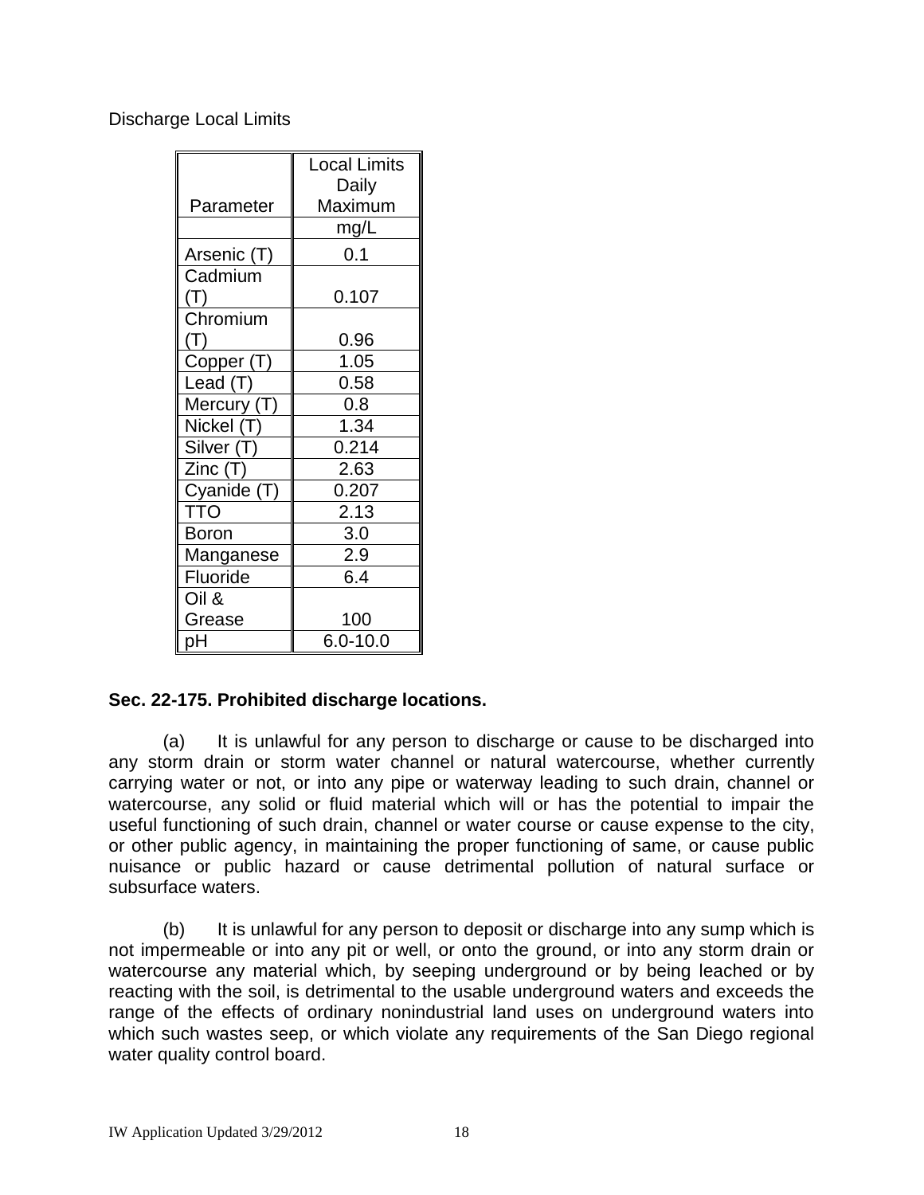Discharge Local Limits

| Parameter | Local Limits Daily Maximum |
|---|---|
| | mg/L |
| Arsenic (T) | 0.1 |
| Cadmium (T) | 0.107 |
| Chromium (T) | 0.96 |
| Copper (T) | 1.05 |
| Lead (T) | 0.58 |
| Mercury (T) | 0.8 |
| Nickel (T) | 1.34 |
| Silver (T) | 0.214 |
| Zinc (T) | 2.63 |
| Cyanide (T) | 0.207 |
| TTO | 2.13 |
| Boron | 3.0 |
| Manganese | 2.9 |
| Fluoride | 6.4 |
| Oil & Grease | 100 |
| pH | 6.0-10.0 |

**Sec. 22-175. Prohibited discharge locations.**

(a) It is unlawful for any person to discharge or cause to be discharged into any storm drain or storm water channel or natural watercourse, whether currently carrying water or not, or into any pipe or waterway leading to such drain, channel or watercourse, any solid or fluid material which will or has the potential to impair the useful functioning of such drain, channel or water course or cause expense to the city, or other public agency, in maintaining the proper functioning of same, or cause public nuisance or public hazard or cause detrimental pollution of natural surface or subsurface waters.

(b) It is unlawful for any person to deposit or discharge into any sump which is not impermeable or into any pit or well, or onto the ground, or into any storm drain or watercourse any material which, by seeping underground or by being leached or by reacting with the soil, is detrimental to the usable underground waters and exceeds the range of the effects of ordinary nonindustrial land uses on underground waters into which such wastes seep, or which violate any requirements of the San Diego regional water quality control board.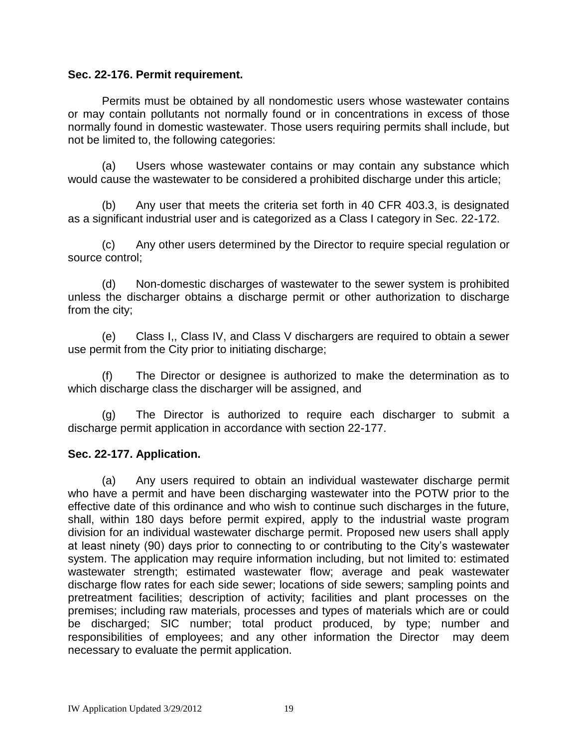**Sec. 22-176. Permit requirement.**

Permits must be obtained by all nondomestic users whose wastewater contains or may contain pollutants not normally found or in concentrations in excess of those normally found in domestic wastewater. Those users requiring permits shall include, but not be limited to, the following categories:

(a) Users whose wastewater contains or may contain any substance which would cause the wastewater to be considered a prohibited discharge under this article;

(b) Any user that meets the criteria set forth in 40 CFR 403.3, is designated as a significant industrial user and is categorized as a Class I category in Sec. 22-172.

(c) Any other users determined by the Director to require special regulation or source control;

(d) Non-domestic discharges of wastewater to the sewer system is prohibited unless the discharger obtains a discharge permit or other authorization to discharge from the city;

(e) Class I,, Class IV, and Class V dischargers are required to obtain a sewer use permit from the City prior to initiating discharge;

(f) The Director or designee is authorized to make the determination as to which discharge class the discharger will be assigned, and

(g) The Director is authorized to require each discharger to submit a discharge permit application in accordance with section 22-177.

**Sec. 22-177. Application.**

(a) Any users required to obtain an individual wastewater discharge permit who have a permit and have been discharging wastewater into the POTW prior to the effective date of this ordinance and who wish to continue such discharges in the future, shall, within 180 days before permit expired, apply to the industrial waste program division for an individual wastewater discharge permit. Proposed new users shall apply at least ninety (90) days prior to connecting to or contributing to the City's wastewater system. The application may require information including, but not limited to: estimated wastewater strength; estimated wastewater flow; average and peak wastewater discharge flow rates for each side sewer; locations of side sewers; sampling points and pretreatment facilities; description of activity; facilities and plant processes on the premises; including raw materials, processes and types of materials which are or could be discharged; SIC number; total product produced, by type; number and responsibilities of employees; and any other information the Director may deem necessary to evaluate the permit application.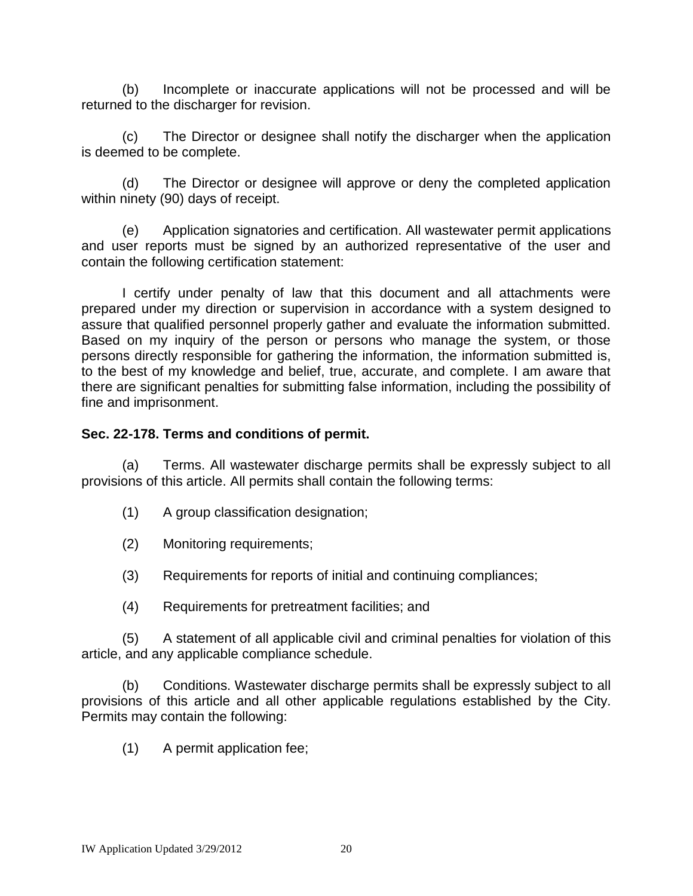(b) Incomplete or inaccurate applications will not be processed and will be returned to the discharger for revision.

(c) The Director or designee shall notify the discharger when the application is deemed to be complete.

(d) The Director or designee will approve or deny the completed application within ninety (90) days of receipt.

(e) Application signatories and certification. All wastewater permit applications and user reports must be signed by an authorized representative of the user and contain the following certification statement:

I certify under penalty of law that this document and all attachments were prepared under my direction or supervision in accordance with a system designed to assure that qualified personnel properly gather and evaluate the information submitted. Based on my inquiry of the person or persons who manage the system, or those persons directly responsible for gathering the information, the information submitted is, to the best of my knowledge and belief, true, accurate, and complete. I am aware that there are significant penalties for submitting false information, including the possibility of fine and imprisonment.

**Sec. 22-178. Terms and conditions of permit.**

(a) Terms. All wastewater discharge permits shall be expressly subject to all provisions of this article. All permits shall contain the following terms:

(1) A group classification designation;

(2) Monitoring requirements;

(3) Requirements for reports of initial and continuing compliances;

(4) Requirements for pretreatment facilities; and

(5) A statement of all applicable civil and criminal penalties for violation of this article, and any applicable compliance schedule.

(b) Conditions. Wastewater discharge permits shall be expressly subject to all provisions of this article and all other applicable regulations established by the City. Permits may contain the following:

(1) A permit application fee;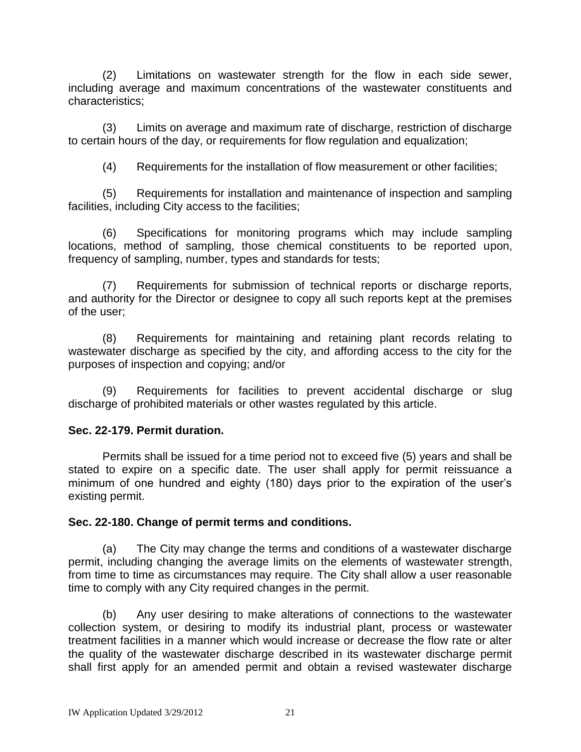(2) Limitations on wastewater strength for the flow in each side sewer, including average and maximum concentrations of the wastewater constituents and characteristics;

(3) Limits on average and maximum rate of discharge, restriction of discharge to certain hours of the day, or requirements for flow regulation and equalization;

(4) Requirements for the installation of flow measurement or other facilities;

(5) Requirements for installation and maintenance of inspection and sampling facilities, including City access to the facilities;

(6) Specifications for monitoring programs which may include sampling locations, method of sampling, those chemical constituents to be reported upon, frequency of sampling, number, types and standards for tests;

(7) Requirements for submission of technical reports or discharge reports, and authority for the Director or designee to copy all such reports kept at the premises of the user;

(8) Requirements for maintaining and retaining plant records relating to wastewater discharge as specified by the city, and affording access to the city for the purposes of inspection and copying; and/or

(9) Requirements for facilities to prevent accidental discharge or slug discharge of prohibited materials or other wastes regulated by this article.

**Sec. 22-179. Permit duration.**

Permits shall be issued for a time period not to exceed five (5) years and shall be stated to expire on a specific date. The user shall apply for permit reissuance a minimum of one hundred and eighty (180) days prior to the expiration of the user's existing permit.

**Sec. 22-180. Change of permit terms and conditions.**

(a) The City may change the terms and conditions of a wastewater discharge permit, including changing the average limits on the elements of wastewater strength, from time to time as circumstances may require. The City shall allow a user reasonable time to comply with any City required changes in the permit.

(b) Any user desiring to make alterations of connections to the wastewater collection system, or desiring to modify its industrial plant, process or wastewater treatment facilities in a manner which would increase or decrease the flow rate or alter the quality of the wastewater discharge described in its wastewater discharge permit shall first apply for an amended permit and obtain a revised wastewater discharge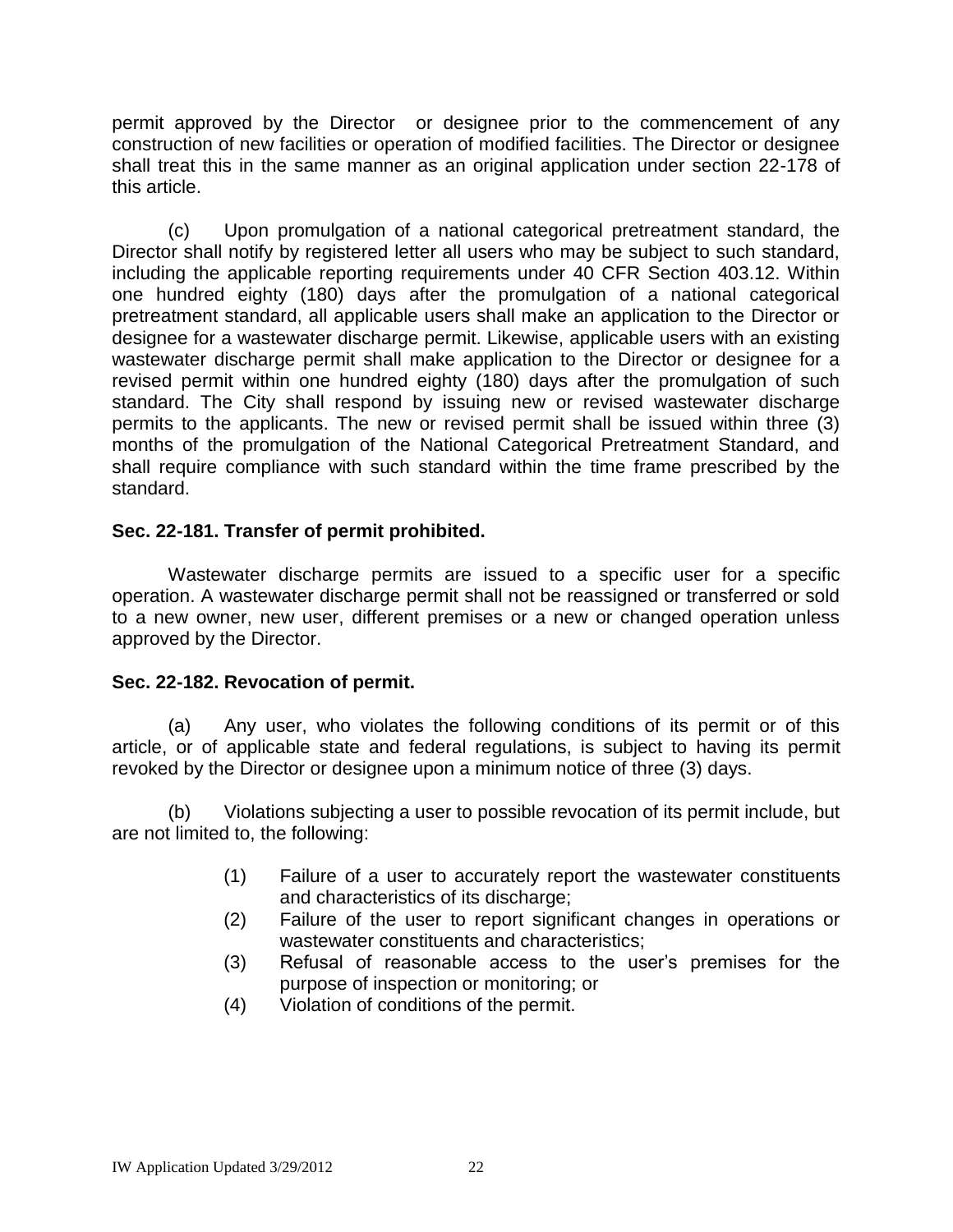permit approved by the Director or designee prior to the commencement of any construction of new facilities or operation of modified facilities. The Director or designee shall treat this in the same manner as an original application under section 22-178 of this article.

(c) Upon promulgation of a national categorical pretreatment standard, the Director shall notify by registered letter all users who may be subject to such standard, including the applicable reporting requirements under 40 CFR Section 403.12. Within one hundred eighty (180) days after the promulgation of a national categorical pretreatment standard, all applicable users shall make an application to the Director or designee for a wastewater discharge permit. Likewise, applicable users with an existing wastewater discharge permit shall make application to the Director or designee for a revised permit within one hundred eighty (180) days after the promulgation of such standard. The City shall respond by issuing new or revised wastewater discharge permits to the applicants. The new or revised permit shall be issued within three (3) months of the promulgation of the National Categorical Pretreatment Standard, and shall require compliance with such standard within the time frame prescribed by the standard.

**Sec. 22-181. Transfer of permit prohibited.**

Wastewater discharge permits are issued to a specific user for a specific operation. A wastewater discharge permit shall not be reassigned or transferred or sold to a new owner, new user, different premises or a new or changed operation unless approved by the Director.

**Sec. 22-182. Revocation of permit.**

(a) Any user, who violates the following conditions of its permit or of this article, or of applicable state and federal regulations, is subject to having its permit revoked by the Director or designee upon a minimum notice of three (3) days.

(b) Violations subjecting a user to possible revocation of its permit include, but are not limited to, the following:

(1) Failure of a user to accurately report the wastewater constituents and characteristics of its discharge;
(2) Failure of the user to report significant changes in operations or wastewater constituents and characteristics;
(3) Refusal of reasonable access to the user's premises for the purpose of inspection or monitoring; or
(4) Violation of conditions of the permit.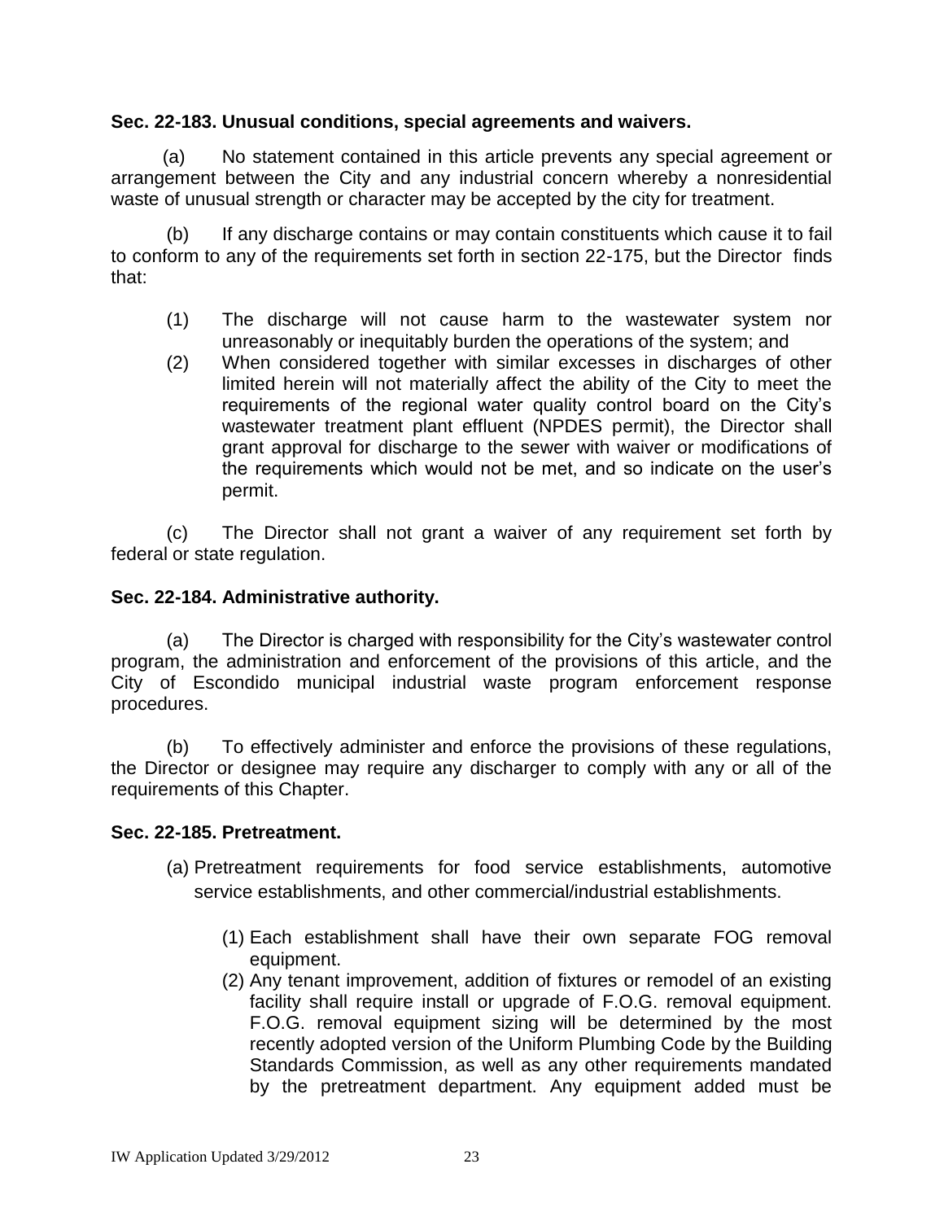**Sec. 22-183. Unusual conditions, special agreements and waivers.**

(a) No statement contained in this article prevents any special agreement or arrangement between the City and any industrial concern whereby a nonresidential waste of unusual strength or character may be accepted by the city for treatment.

(b) If any discharge contains or may contain constituents which cause it to fail to conform to any of the requirements set forth in section 22-175, but the Director finds that:

(1) The discharge will not cause harm to the wastewater system nor unreasonably or inequitably burden the operations of the system; and
(2) When considered together with similar excesses in discharges of other limited herein will not materially affect the ability of the City to meet the requirements of the regional water quality control board on the City's wastewater treatment plant effluent (NPDES permit), the Director shall grant approval for discharge to the sewer with waiver or modifications of the requirements which would not be met, and so indicate on the user's permit.

(c) The Director shall not grant a waiver of any requirement set forth by federal or state regulation.

**Sec. 22-184. Administrative authority.**

(a) The Director is charged with responsibility for the City's wastewater control program, the administration and enforcement of the provisions of this article, and the City of Escondido municipal industrial waste program enforcement response procedures.

(b) To effectively administer and enforce the provisions of these regulations, the Director or designee may require any discharger to comply with any or all of the requirements of this Chapter.

**Sec. 22-185. Pretreatment.**

(a) Pretreatment requirements for food service establishments, automotive service establishments, and other commercial/industrial establishments.

(1) Each establishment shall have their own separate FOG removal equipment.
(2) Any tenant improvement, addition of fixtures or remodel of an existing facility shall require install or upgrade of F.O.G. removal equipment. F.O.G. removal equipment sizing will be determined by the most recently adopted version of the Uniform Plumbing Code by the Building Standards Commission, as well as any other requirements mandated by the pretreatment department. Any equipment added must be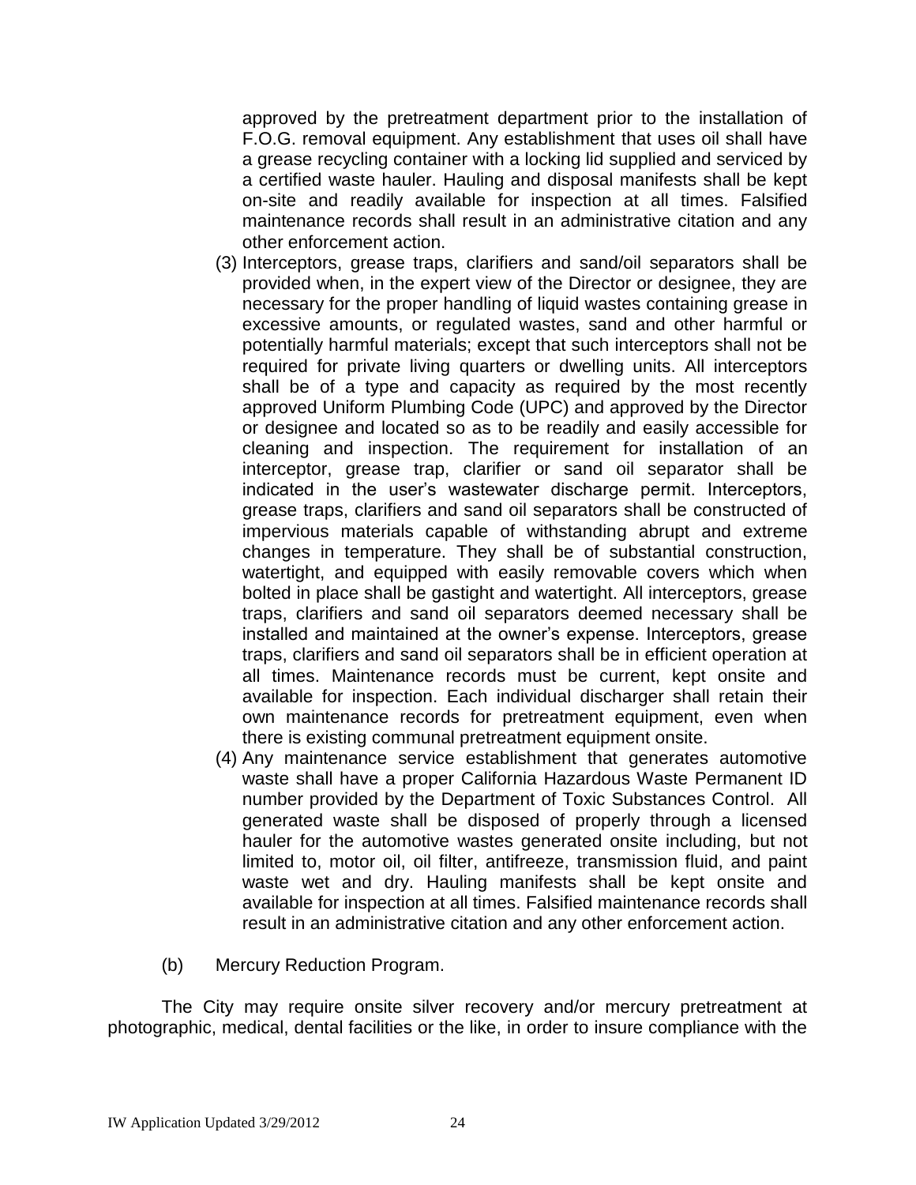approved by the pretreatment department prior to the installation of F.O.G. removal equipment. Any establishment that uses oil shall have a grease recycling container with a locking lid supplied and serviced by a certified waste hauler. Hauling and disposal manifests shall be kept on-site and readily available for inspection at all times. Falsified maintenance records shall result in an administrative citation and any other enforcement action.

(3) Interceptors, grease traps, clarifiers and sand/oil separators shall be provided when, in the expert view of the Director or designee, they are necessary for the proper handling of liquid wastes containing grease in excessive amounts, or regulated wastes, sand and other harmful or potentially harmful materials; except that such interceptors shall not be required for private living quarters or dwelling units. All interceptors shall be of a type and capacity as required by the most recently approved Uniform Plumbing Code (UPC) and approved by the Director or designee and located so as to be readily and easily accessible for cleaning and inspection. The requirement for installation of an interceptor, grease trap, clarifier or sand oil separator shall be indicated in the user's wastewater discharge permit. Interceptors, grease traps, clarifiers and sand oil separators shall be constructed of impervious materials capable of withstanding abrupt and extreme changes in temperature. They shall be of substantial construction, watertight, and equipped with easily removable covers which when bolted in place shall be gastight and watertight. All interceptors, grease traps, clarifiers and sand oil separators deemed necessary shall be installed and maintained at the owner's expense. Interceptors, grease traps, clarifiers and sand oil separators shall be in efficient operation at all times. Maintenance records must be current, kept onsite and available for inspection. Each individual discharger shall retain their own maintenance records for pretreatment equipment, even when there is existing communal pretreatment equipment onsite.

(4) Any maintenance service establishment that generates automotive waste shall have a proper California Hazardous Waste Permanent ID number provided by the Department of Toxic Substances Control. All generated waste shall be disposed of properly through a licensed hauler for the automotive wastes generated onsite including, but not limited to, motor oil, oil filter, antifreeze, transmission fluid, and paint waste wet and dry. Hauling manifests shall be kept onsite and available for inspection at all times. Falsified maintenance records shall result in an administrative citation and any other enforcement action.

(b) Mercury Reduction Program.

The City may require onsite silver recovery and/or mercury pretreatment at photographic, medical, dental facilities or the like, in order to insure compliance with the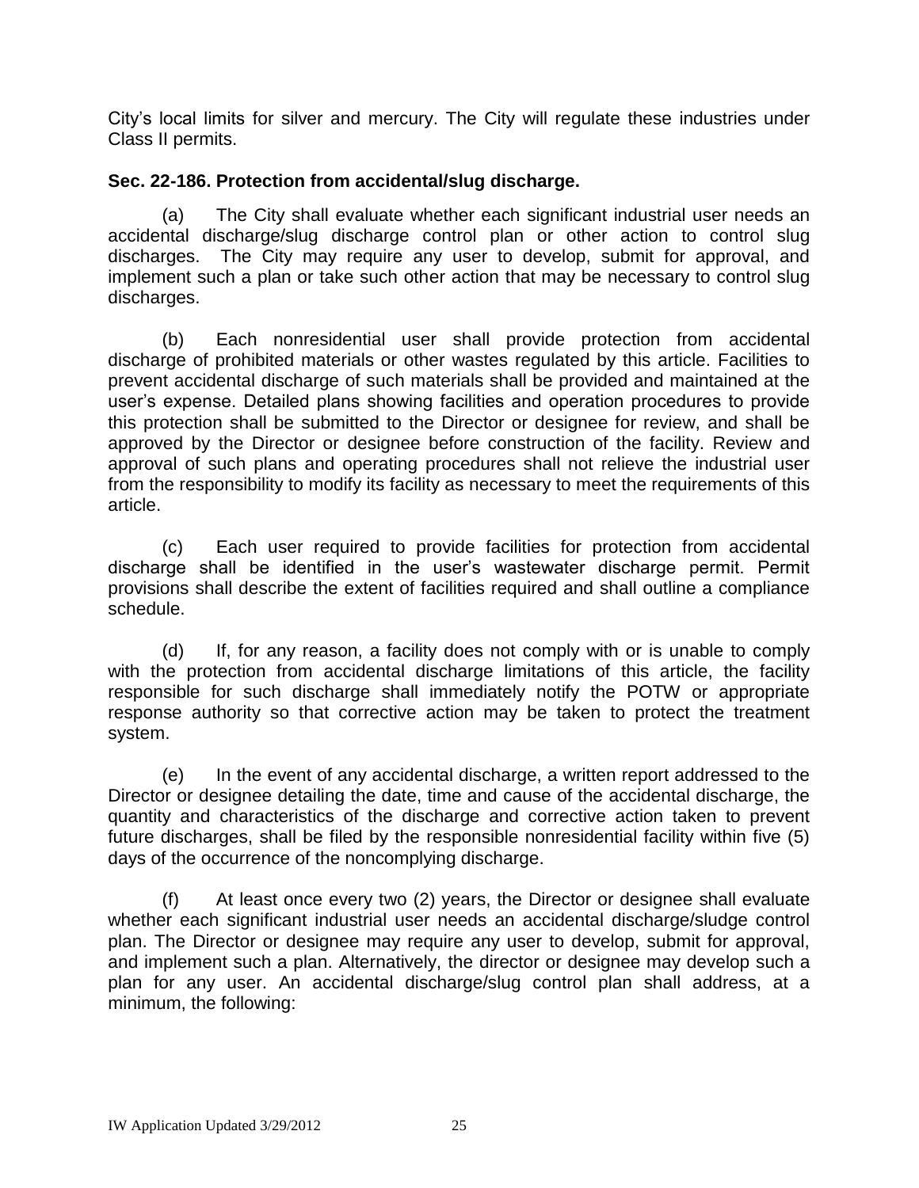City's local limits for silver and mercury. The City will regulate these industries under Class II permits.

**Sec. 22-186. Protection from accidental/slug discharge.**

(a) The City shall evaluate whether each significant industrial user needs an accidental discharge/slug discharge control plan or other action to control slug discharges. The City may require any user to develop, submit for approval, and implement such a plan or take such other action that may be necessary to control slug discharges.

(b) Each nonresidential user shall provide protection from accidental discharge of prohibited materials or other wastes regulated by this article. Facilities to prevent accidental discharge of such materials shall be provided and maintained at the user's expense. Detailed plans showing facilities and operation procedures to provide this protection shall be submitted to the Director or designee for review, and shall be approved by the Director or designee before construction of the facility. Review and approval of such plans and operating procedures shall not relieve the industrial user from the responsibility to modify its facility as necessary to meet the requirements of this article.

(c) Each user required to provide facilities for protection from accidental discharge shall be identified in the user's wastewater discharge permit. Permit provisions shall describe the extent of facilities required and shall outline a compliance schedule.

(d) If, for any reason, a facility does not comply with or is unable to comply with the protection from accidental discharge limitations of this article, the facility responsible for such discharge shall immediately notify the POTW or appropriate response authority so that corrective action may be taken to protect the treatment system.

(e) In the event of any accidental discharge, a written report addressed to the Director or designee detailing the date, time and cause of the accidental discharge, the quantity and characteristics of the discharge and corrective action taken to prevent future discharges, shall be filed by the responsible nonresidential facility within five (5) days of the occurrence of the noncomplying discharge.

(f) At least once every two (2) years, the Director or designee shall evaluate whether each significant industrial user needs an accidental discharge/sludge control plan. The Director or designee may require any user to develop, submit for approval, and implement such a plan. Alternatively, the director or designee may develop such a plan for any user. An accidental discharge/slug control plan shall address, at a minimum, the following: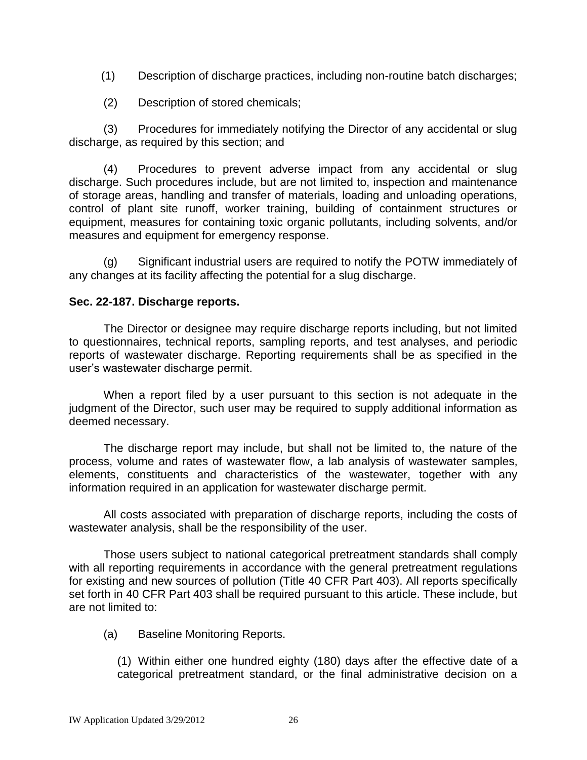(1) Description of discharge practices, including non-routine batch discharges;

(2) Description of stored chemicals;

(3) Procedures for immediately notifying the Director of any accidental or slug discharge, as required by this section; and

(4) Procedures to prevent adverse impact from any accidental or slug discharge. Such procedures include, but are not limited to, inspection and maintenance of storage areas, handling and transfer of materials, loading and unloading operations, control of plant site runoff, worker training, building of containment structures or equipment, measures for containing toxic organic pollutants, including solvents, and/or measures and equipment for emergency response.

(g) Significant industrial users are required to notify the POTW immediately of any changes at its facility affecting the potential for a slug discharge.

**Sec. 22-187. Discharge reports.**

The Director or designee may require discharge reports including, but not limited to questionnaires, technical reports, sampling reports, and test analyses, and periodic reports of wastewater discharge. Reporting requirements shall be as specified in the user's wastewater discharge permit.

When a report filed by a user pursuant to this section is not adequate in the judgment of the Director, such user may be required to supply additional information as deemed necessary.

The discharge report may include, but shall not be limited to, the nature of the process, volume and rates of wastewater flow, a lab analysis of wastewater samples, elements, constituents and characteristics of the wastewater, together with any information required in an application for wastewater discharge permit.

All costs associated with preparation of discharge reports, including the costs of wastewater analysis, shall be the responsibility of the user.

Those users subject to national categorical pretreatment standards shall comply with all reporting requirements in accordance with the general pretreatment regulations for existing and new sources of pollution (Title 40 CFR Part 403). All reports specifically set forth in 40 CFR Part 403 shall be required pursuant to this article. These include, but are not limited to:

(a) Baseline Monitoring Reports.

(1) Within either one hundred eighty (180) days after the effective date of a categorical pretreatment standard, or the final administrative decision on a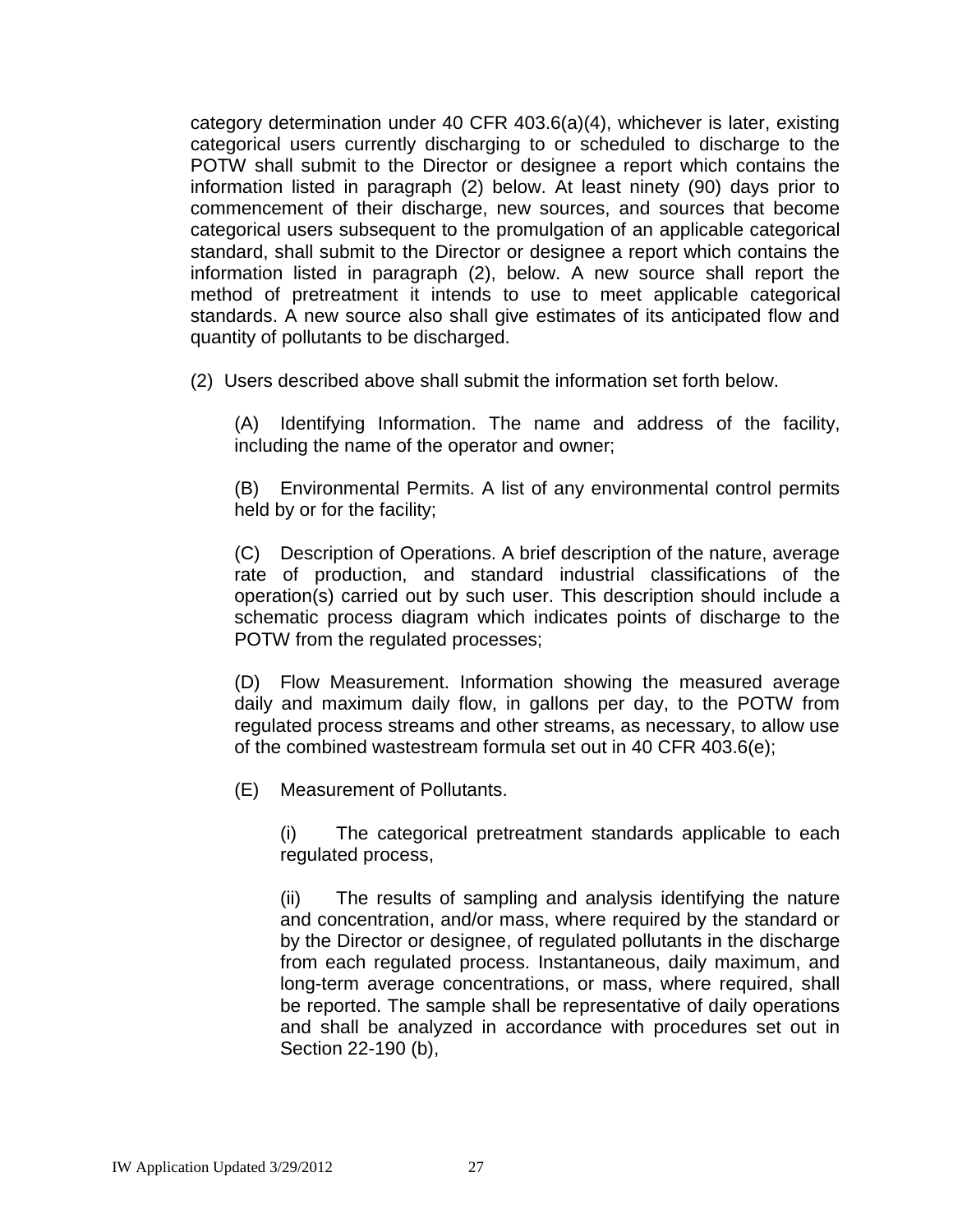category determination under 40 CFR 403.6(a)(4), whichever is later, existing categorical users currently discharging to or scheduled to discharge to the POTW shall submit to the Director or designee a report which contains the information listed in paragraph (2) below. At least ninety (90) days prior to commencement of their discharge, new sources, and sources that become categorical users subsequent to the promulgation of an applicable categorical standard, shall submit to the Director or designee a report which contains the information listed in paragraph (2), below. A new source shall report the method of pretreatment it intends to use to meet applicable categorical standards. A new source also shall give estimates of its anticipated flow and quantity of pollutants to be discharged.

(2) Users described above shall submit the information set forth below.

(A) Identifying Information. The name and address of the facility, including the name of the operator and owner;

(B) Environmental Permits. A list of any environmental control permits held by or for the facility;

(C) Description of Operations. A brief description of the nature, average rate of production, and standard industrial classifications of the operation(s) carried out by such user. This description should include a schematic process diagram which indicates points of discharge to the POTW from the regulated processes;

(D) Flow Measurement. Information showing the measured average daily and maximum daily flow, in gallons per day, to the POTW from regulated process streams and other streams, as necessary, to allow use of the combined wastestream formula set out in 40 CFR 403.6(e);

(E) Measurement of Pollutants.

(i) The categorical pretreatment standards applicable to each regulated process,

(ii) The results of sampling and analysis identifying the nature and concentration, and/or mass, where required by the standard or by the Director or designee, of regulated pollutants in the discharge from each regulated process. Instantaneous, daily maximum, and long-term average concentrations, or mass, where required, shall be reported. The sample shall be representative of daily operations and shall be analyzed in accordance with procedures set out in Section 22-190 (b),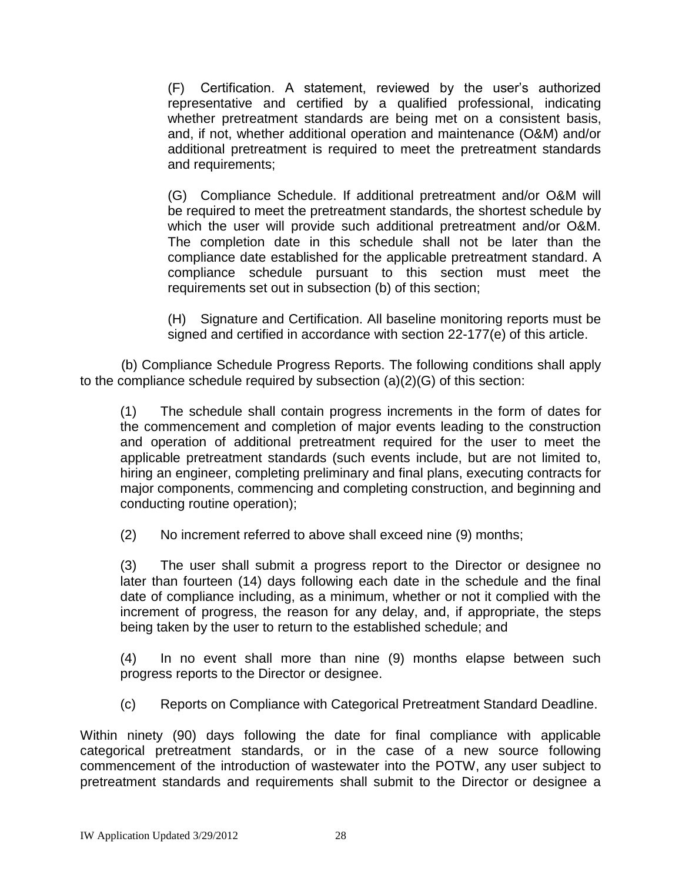(F) Certification. A statement, reviewed by the user's authorized representative and certified by a qualified professional, indicating whether pretreatment standards are being met on a consistent basis, and, if not, whether additional operation and maintenance (O&M) and/or additional pretreatment is required to meet the pretreatment standards and requirements;

(G) Compliance Schedule. If additional pretreatment and/or O&M will be required to meet the pretreatment standards, the shortest schedule by which the user will provide such additional pretreatment and/or O&M. The completion date in this schedule shall not be later than the compliance date established for the applicable pretreatment standard. A compliance schedule pursuant to this section must meet the requirements set out in subsection (b) of this section;

(H) Signature and Certification. All baseline monitoring reports must be signed and certified in accordance with section 22-177(e) of this article.

(b) Compliance Schedule Progress Reports. The following conditions shall apply to the compliance schedule required by subsection (a)(2)(G) of this section:

(1) The schedule shall contain progress increments in the form of dates for the commencement and completion of major events leading to the construction and operation of additional pretreatment required for the user to meet the applicable pretreatment standards (such events include, but are not limited to, hiring an engineer, completing preliminary and final plans, executing contracts for major components, commencing and completing construction, and beginning and conducting routine operation);

(2) No increment referred to above shall exceed nine (9) months;

(3) The user shall submit a progress report to the Director or designee no later than fourteen (14) days following each date in the schedule and the final date of compliance including, as a minimum, whether or not it complied with the increment of progress, the reason for any delay, and, if appropriate, the steps being taken by the user to return to the established schedule; and

(4) In no event shall more than nine (9) months elapse between such progress reports to the Director or designee.

(c) Reports on Compliance with Categorical Pretreatment Standard Deadline.

Within ninety (90) days following the date for final compliance with applicable categorical pretreatment standards, or in the case of a new source following commencement of the introduction of wastewater into the POTW, any user subject to pretreatment standards and requirements shall submit to the Director or designee a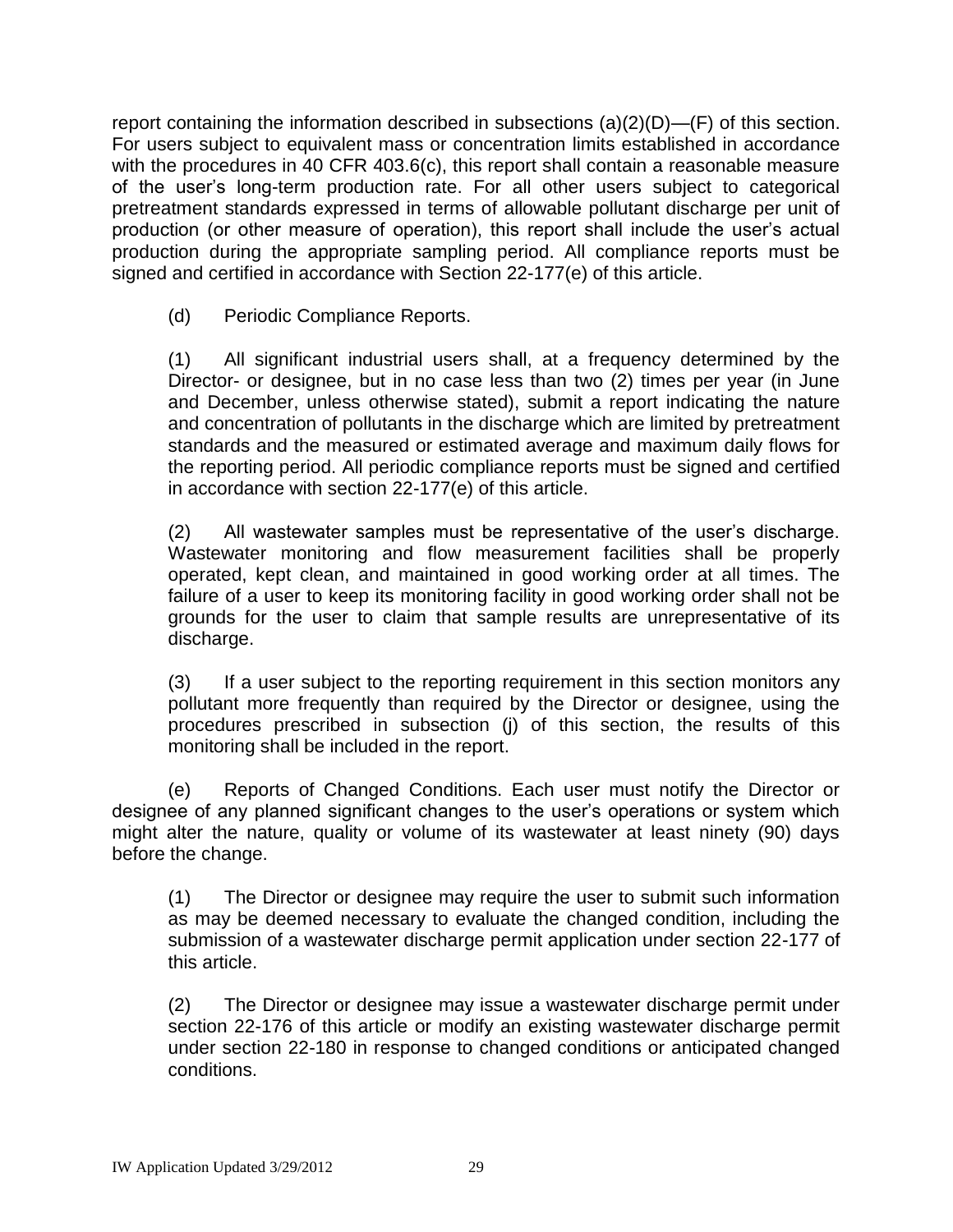report containing the information described in subsections (a)(2)(D)—(F) of this section. For users subject to equivalent mass or concentration limits established in accordance with the procedures in 40 CFR 403.6(c), this report shall contain a reasonable measure of the user's long-term production rate. For all other users subject to categorical pretreatment standards expressed in terms of allowable pollutant discharge per unit of production (or other measure of operation), this report shall include the user's actual production during the appropriate sampling period. All compliance reports must be signed and certified in accordance with Section 22-177(e) of this article.

(d) Periodic Compliance Reports.

(1) All significant industrial users shall, at a frequency determined by the Director- or designee, but in no case less than two (2) times per year (in June and December, unless otherwise stated), submit a report indicating the nature and concentration of pollutants in the discharge which are limited by pretreatment standards and the measured or estimated average and maximum daily flows for the reporting period. All periodic compliance reports must be signed and certified in accordance with section 22-177(e) of this article.

(2) All wastewater samples must be representative of the user's discharge. Wastewater monitoring and flow measurement facilities shall be properly operated, kept clean, and maintained in good working order at all times. The failure of a user to keep its monitoring facility in good working order shall not be grounds for the user to claim that sample results are unrepresentative of its discharge.

(3) If a user subject to the reporting requirement in this section monitors any pollutant more frequently than required by the Director or designee, using the procedures prescribed in subsection (j) of this section, the results of this monitoring shall be included in the report.

(e) Reports of Changed Conditions. Each user must notify the Director or designee of any planned significant changes to the user's operations or system which might alter the nature, quality or volume of its wastewater at least ninety (90) days before the change.

(1) The Director or designee may require the user to submit such information as may be deemed necessary to evaluate the changed condition, including the submission of a wastewater discharge permit application under section 22-177 of this article.

(2) The Director or designee may issue a wastewater discharge permit under section 22-176 of this article or modify an existing wastewater discharge permit under section 22-180 in response to changed conditions or anticipated changed conditions.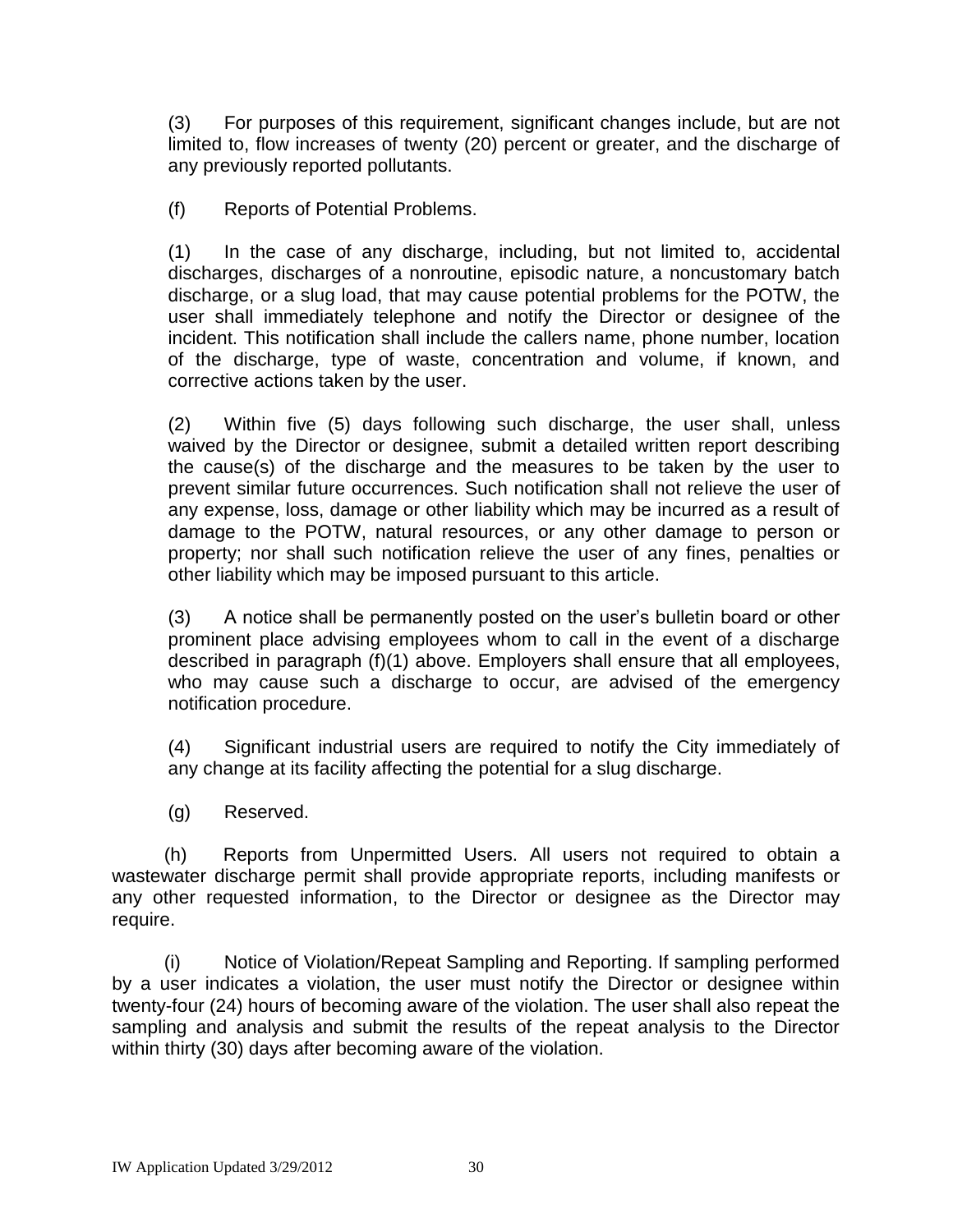(3) For purposes of this requirement, significant changes include, but are not limited to, flow increases of twenty (20) percent or greater, and the discharge of any previously reported pollutants.

(f) Reports of Potential Problems.

(1) In the case of any discharge, including, but not limited to, accidental discharges, discharges of a nonroutine, episodic nature, a noncustomary batch discharge, or a slug load, that may cause potential problems for the POTW, the user shall immediately telephone and notify the Director or designee of the incident. This notification shall include the callers name, phone number, location of the discharge, type of waste, concentration and volume, if known, and corrective actions taken by the user.

(2) Within five (5) days following such discharge, the user shall, unless waived by the Director or designee, submit a detailed written report describing the cause(s) of the discharge and the measures to be taken by the user to prevent similar future occurrences. Such notification shall not relieve the user of any expense, loss, damage or other liability which may be incurred as a result of damage to the POTW, natural resources, or any other damage to person or property; nor shall such notification relieve the user of any fines, penalties or other liability which may be imposed pursuant to this article.

(3) A notice shall be permanently posted on the user's bulletin board or other prominent place advising employees whom to call in the event of a discharge described in paragraph (f)(1) above. Employers shall ensure that all employees, who may cause such a discharge to occur, are advised of the emergency notification procedure.

(4) Significant industrial users are required to notify the City immediately of any change at its facility affecting the potential for a slug discharge.

(g) Reserved.

(h) Reports from Unpermitted Users. All users not required to obtain a wastewater discharge permit shall provide appropriate reports, including manifests or any other requested information, to the Director or designee as the Director may require.

(i) Notice of Violation/Repeat Sampling and Reporting. If sampling performed by a user indicates a violation, the user must notify the Director or designee within twenty-four (24) hours of becoming aware of the violation. The user shall also repeat the sampling and analysis and submit the results of the repeat analysis to the Director within thirty (30) days after becoming aware of the violation.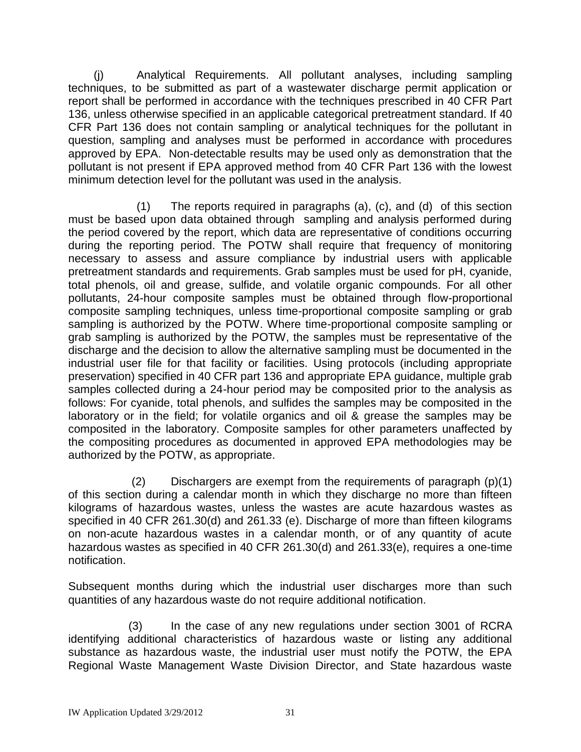(j) Analytical Requirements. All pollutant analyses, including sampling techniques, to be submitted as part of a wastewater discharge permit application or report shall be performed in accordance with the techniques prescribed in 40 CFR Part 136, unless otherwise specified in an applicable categorical pretreatment standard. If 40 CFR Part 136 does not contain sampling or analytical techniques for the pollutant in question, sampling and analyses must be performed in accordance with procedures approved by EPA. Non-detectable results may be used only as demonstration that the pollutant is not present if EPA approved method from 40 CFR Part 136 with the lowest minimum detection level for the pollutant was used in the analysis.

(1) The reports required in paragraphs (a), (c), and (d) of this section must be based upon data obtained through sampling and analysis performed during the period covered by the report, which data are representative of conditions occurring during the reporting period. The POTW shall require that frequency of monitoring necessary to assess and assure compliance by industrial users with applicable pretreatment standards and requirements. Grab samples must be used for pH, cyanide, total phenols, oil and grease, sulfide, and volatile organic compounds. For all other pollutants, 24-hour composite samples must be obtained through flow-proportional composite sampling techniques, unless time-proportional composite sampling or grab sampling is authorized by the POTW. Where time-proportional composite sampling or grab sampling is authorized by the POTW, the samples must be representative of the discharge and the decision to allow the alternative sampling must be documented in the industrial user file for that facility or facilities. Using protocols (including appropriate preservation) specified in 40 CFR part 136 and appropriate EPA guidance, multiple grab samples collected during a 24-hour period may be composited prior to the analysis as follows: For cyanide, total phenols, and sulfides the samples may be composited in the laboratory or in the field; for volatile organics and oil & grease the samples may be composited in the laboratory. Composite samples for other parameters unaffected by the compositing procedures as documented in approved EPA methodologies may be authorized by the POTW, as appropriate.

(2) Dischargers are exempt from the requirements of paragraph (p)(1) of this section during a calendar month in which they discharge no more than fifteen kilograms of hazardous wastes, unless the wastes are acute hazardous wastes as specified in 40 CFR 261.30(d) and 261.33 (e). Discharge of more than fifteen kilograms on non-acute hazardous wastes in a calendar month, or of any quantity of acute hazardous wastes as specified in 40 CFR 261.30(d) and 261.33(e), requires a one-time notification.

Subsequent months during which the industrial user discharges more than such quantities of any hazardous waste do not require additional notification.

(3) In the case of any new regulations under section 3001 of RCRA identifying additional characteristics of hazardous waste or listing any additional substance as hazardous waste, the industrial user must notify the POTW, the EPA Regional Waste Management Waste Division Director, and State hazardous waste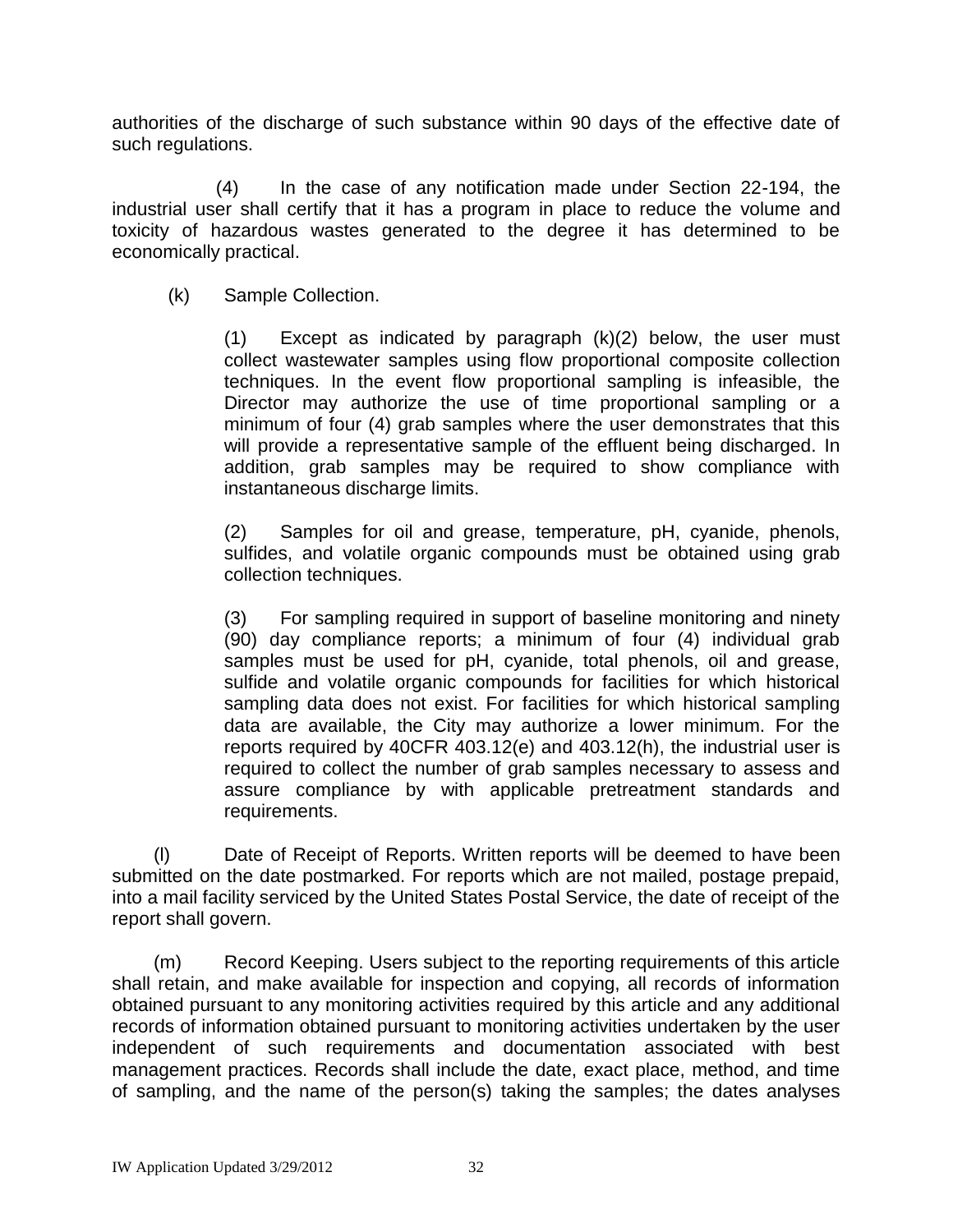authorities of the discharge of such substance within 90 days of the effective date of such regulations.

(4) In the case of any notification made under Section 22-194, the industrial user shall certify that it has a program in place to reduce the volume and toxicity of hazardous wastes generated to the degree it has determined to be economically practical.

(k) Sample Collection.

(1) Except as indicated by paragraph (k)(2) below, the user must collect wastewater samples using flow proportional composite collection techniques. In the event flow proportional sampling is infeasible, the Director may authorize the use of time proportional sampling or a minimum of four (4) grab samples where the user demonstrates that this will provide a representative sample of the effluent being discharged. In addition, grab samples may be required to show compliance with instantaneous discharge limits.

(2) Samples for oil and grease, temperature, pH, cyanide, phenols, sulfides, and volatile organic compounds must be obtained using grab collection techniques.

(3) For sampling required in support of baseline monitoring and ninety (90) day compliance reports; a minimum of four (4) individual grab samples must be used for pH, cyanide, total phenols, oil and grease, sulfide and volatile organic compounds for facilities for which historical sampling data does not exist. For facilities for which historical sampling data are available, the City may authorize a lower minimum. For the reports required by 40CFR 403.12(e) and 403.12(h), the industrial user is required to collect the number of grab samples necessary to assess and assure compliance by with applicable pretreatment standards and requirements.

(l) Date of Receipt of Reports. Written reports will be deemed to have been submitted on the date postmarked. For reports which are not mailed, postage prepaid, into a mail facility serviced by the United States Postal Service, the date of receipt of the report shall govern.

(m) Record Keeping. Users subject to the reporting requirements of this article shall retain, and make available for inspection and copying, all records of information obtained pursuant to any monitoring activities required by this article and any additional records of information obtained pursuant to monitoring activities undertaken by the user independent of such requirements and documentation associated with best management practices. Records shall include the date, exact place, method, and time of sampling, and the name of the person(s) taking the samples; the dates analyses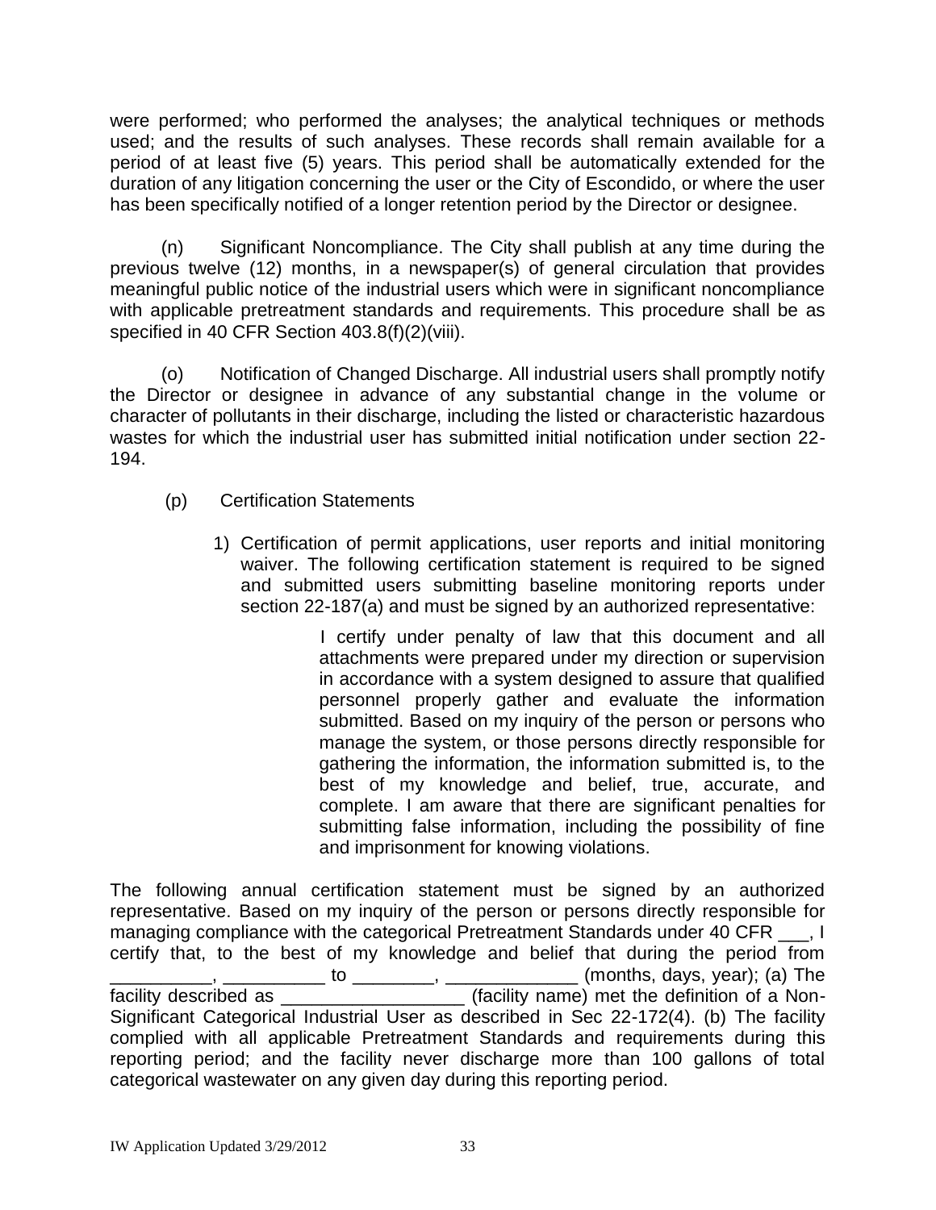were performed; who performed the analyses; the analytical techniques or methods used; and the results of such analyses. These records shall remain available for a period of at least five (5) years. This period shall be automatically extended for the duration of any litigation concerning the user or the City of Escondido, or where the user has been specifically notified of a longer retention period by the Director or designee.

(n) Significant Noncompliance. The City shall publish at any time during the previous twelve (12) months, in a newspaper(s) of general circulation that provides meaningful public notice of the industrial users which were in significant noncompliance with applicable pretreatment standards and requirements. This procedure shall be as specified in 40 CFR Section 403.8(f)(2)(viii).

(o) Notification of Changed Discharge. All industrial users shall promptly notify the Director or designee in advance of any substantial change in the volume or character of pollutants in their discharge, including the listed or characteristic hazardous wastes for which the industrial user has submitted initial notification under section 22-194.

(p) Certification Statements

1) Certification of permit applications, user reports and initial monitoring waiver. The following certification statement is required to be signed and submitted users submitting baseline monitoring reports under section 22-187(a) and must be signed by an authorized representative:

> I certify under penalty of law that this document and all attachments were prepared under my direction or supervision in accordance with a system designed to assure that qualified personnel properly gather and evaluate the information submitted. Based on my inquiry of the person or persons who manage the system, or those persons directly responsible for gathering the information, the information submitted is, to the best of my knowledge and belief, true, accurate, and complete. I am aware that there are significant penalties for submitting false information, including the possibility of fine and imprisonment for knowing violations.

The following annual certification statement must be signed by an authorized representative. Based on my inquiry of the person or persons directly responsible for managing compliance with the categorical Pretreatment Standards under 40 CFR ___, I certify that, to the best of my knowledge and belief that during the period from __________, __________ to ________, _____________ (months, days, year); (a) The facility described as __________________ (facility name) met the definition of a Non-Significant Categorical Industrial User as described in Sec 22-172(4). (b) The facility complied with all applicable Pretreatment Standards and requirements during this reporting period; and the facility never discharge more than 100 gallons of total categorical wastewater on any given day during this reporting period.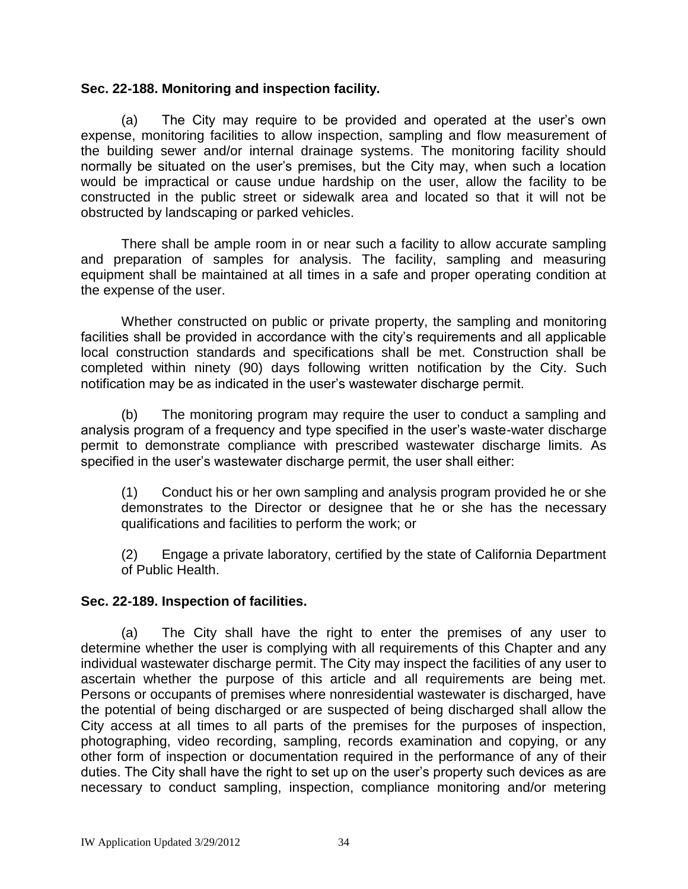**Sec. 22-188. Monitoring and inspection facility.**

(a) The City may require to be provided and operated at the user's own expense, monitoring facilities to allow inspection, sampling and flow measurement of the building sewer and/or internal drainage systems. The monitoring facility should normally be situated on the user's premises, but the City may, when such a location would be impractical or cause undue hardship on the user, allow the facility to be constructed in the public street or sidewalk area and located so that it will not be obstructed by landscaping or parked vehicles.

There shall be ample room in or near such a facility to allow accurate sampling and preparation of samples for analysis. The facility, sampling and measuring equipment shall be maintained at all times in a safe and proper operating condition at the expense of the user.

Whether constructed on public or private property, the sampling and monitoring facilities shall be provided in accordance with the city's requirements and all applicable local construction standards and specifications shall be met. Construction shall be completed within ninety (90) days following written notification by the City. Such notification may be as indicated in the user's wastewater discharge permit.

(b) The monitoring program may require the user to conduct a sampling and analysis program of a frequency and type specified in the user's waste-water discharge permit to demonstrate compliance with prescribed wastewater discharge limits. As specified in the user's wastewater discharge permit, the user shall either:

(1) Conduct his or her own sampling and analysis program provided he or she demonstrates to the Director or designee that he or she has the necessary qualifications and facilities to perform the work; or

(2) Engage a private laboratory, certified by the state of California Department of Public Health.

**Sec. 22-189. Inspection of facilities.**

(a) The City shall have the right to enter the premises of any user to determine whether the user is complying with all requirements of this Chapter and any individual wastewater discharge permit. The City may inspect the facilities of any user to ascertain whether the purpose of this article and all requirements are being met. Persons or occupants of premises where nonresidential wastewater is discharged, have the potential of being discharged or are suspected of being discharged shall allow the City access at all times to all parts of the premises for the purposes of inspection, photographing, video recording, sampling, records examination and copying, or any other form of inspection or documentation required in the performance of any of their duties. The City shall have the right to set up on the user's property such devices as are necessary to conduct sampling, inspection, compliance monitoring and/or metering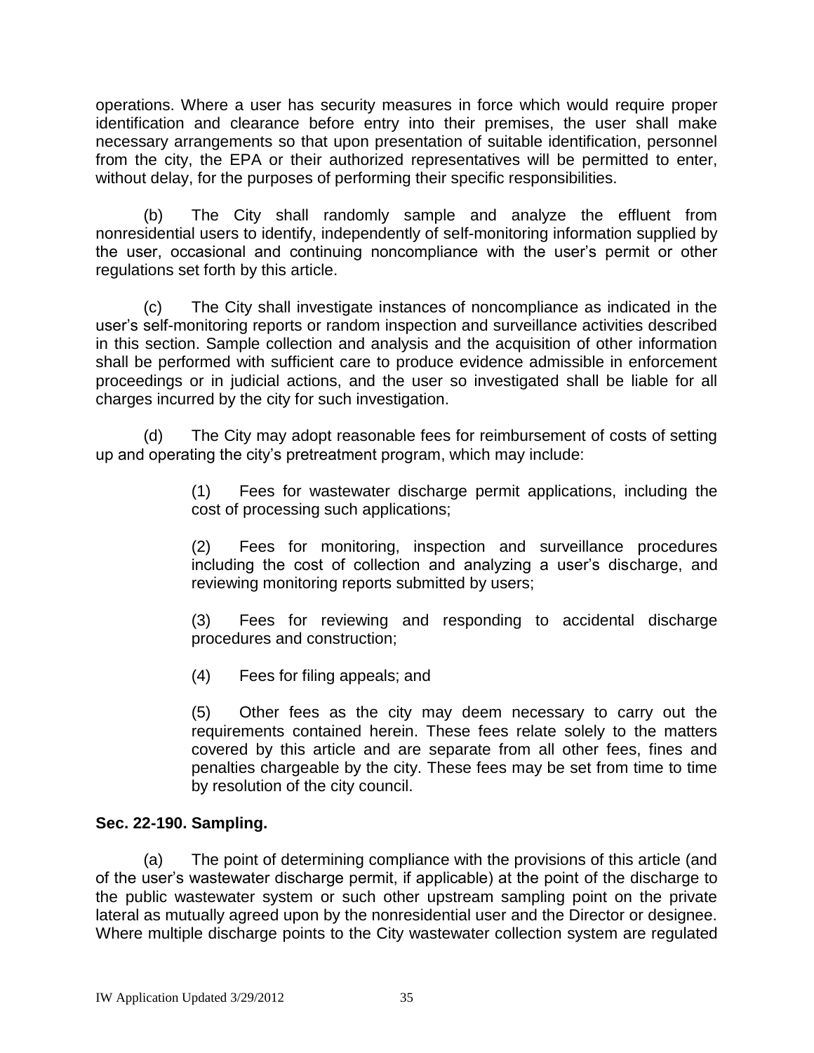operations. Where a user has security measures in force which would require proper identification and clearance before entry into their premises, the user shall make necessary arrangements so that upon presentation of suitable identification, personnel from the city, the EPA or their authorized representatives will be permitted to enter, without delay, for the purposes of performing their specific responsibilities.

(b) The City shall randomly sample and analyze the effluent from nonresidential users to identify, independently of self-monitoring information supplied by the user, occasional and continuing noncompliance with the user's permit or other regulations set forth by this article.

(c) The City shall investigate instances of noncompliance as indicated in the user's self-monitoring reports or random inspection and surveillance activities described in this section. Sample collection and analysis and the acquisition of other information shall be performed with sufficient care to produce evidence admissible in enforcement proceedings or in judicial actions, and the user so investigated shall be liable for all charges incurred by the city for such investigation.

(d) The City may adopt reasonable fees for reimbursement of costs of setting up and operating the city's pretreatment program, which may include:

(1) Fees for wastewater discharge permit applications, including the cost of processing such applications;

(2) Fees for monitoring, inspection and surveillance procedures including the cost of collection and analyzing a user's discharge, and reviewing monitoring reports submitted by users;

(3) Fees for reviewing and responding to accidental discharge procedures and construction;

(4) Fees for filing appeals; and

(5) Other fees as the city may deem necessary to carry out the requirements contained herein. These fees relate solely to the matters covered by this article and are separate from all other fees, fines and penalties chargeable by the city. These fees may be set from time to time by resolution of the city council.

**Sec. 22-190. Sampling.**

(a) The point of determining compliance with the provisions of this article (and of the user's wastewater discharge permit, if applicable) at the point of the discharge to the public wastewater system or such other upstream sampling point on the private lateral as mutually agreed upon by the nonresidential user and the Director or designee. Where multiple discharge points to the City wastewater collection system are regulated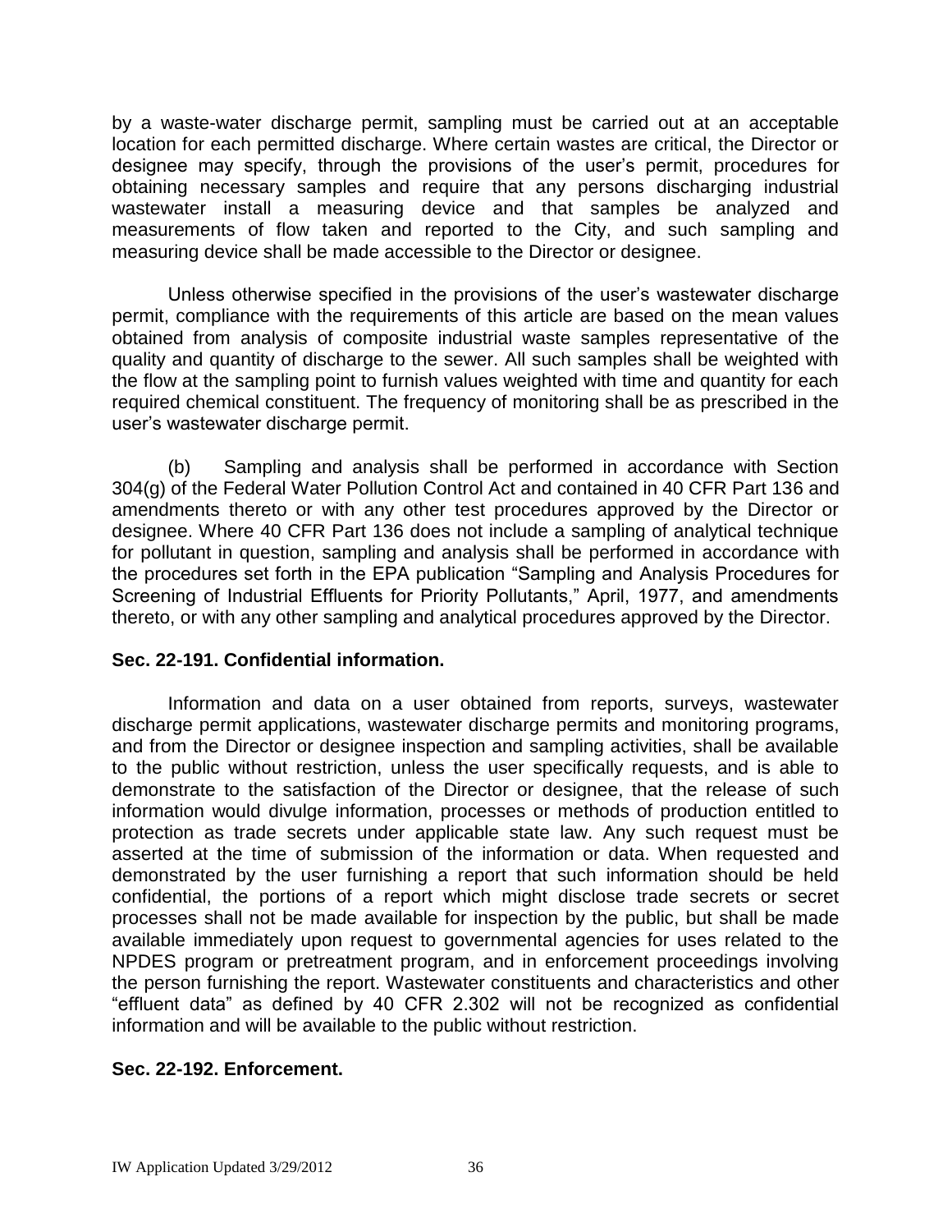by a waste-water discharge permit, sampling must be carried out at an acceptable location for each permitted discharge. Where certain wastes are critical, the Director or designee may specify, through the provisions of the user's permit, procedures for obtaining necessary samples and require that any persons discharging industrial wastewater install a measuring device and that samples be analyzed and measurements of flow taken and reported to the City, and such sampling and measuring device shall be made accessible to the Director or designee.

Unless otherwise specified in the provisions of the user's wastewater discharge permit, compliance with the requirements of this article are based on the mean values obtained from analysis of composite industrial waste samples representative of the quality and quantity of discharge to the sewer. All such samples shall be weighted with the flow at the sampling point to furnish values weighted with time and quantity for each required chemical constituent. The frequency of monitoring shall be as prescribed in the user's wastewater discharge permit.

(b) Sampling and analysis shall be performed in accordance with Section 304(g) of the Federal Water Pollution Control Act and contained in 40 CFR Part 136 and amendments thereto or with any other test procedures approved by the Director or designee. Where 40 CFR Part 136 does not include a sampling of analytical technique for pollutant in question, sampling and analysis shall be performed in accordance with the procedures set forth in the EPA publication "Sampling and Analysis Procedures for Screening of Industrial Effluents for Priority Pollutants," April, 1977, and amendments thereto, or with any other sampling and analytical procedures approved by the Director.

**Sec. 22-191. Confidential information.**

Information and data on a user obtained from reports, surveys, wastewater discharge permit applications, wastewater discharge permits and monitoring programs, and from the Director or designee inspection and sampling activities, shall be available to the public without restriction, unless the user specifically requests, and is able to demonstrate to the satisfaction of the Director or designee, that the release of such information would divulge information, processes or methods of production entitled to protection as trade secrets under applicable state law. Any such request must be asserted at the time of submission of the information or data. When requested and demonstrated by the user furnishing a report that such information should be held confidential, the portions of a report which might disclose trade secrets or secret processes shall not be made available for inspection by the public, but shall be made available immediately upon request to governmental agencies for uses related to the NPDES program or pretreatment program, and in enforcement proceedings involving the person furnishing the report. Wastewater constituents and characteristics and other "effluent data" as defined by 40 CFR 2.302 will not be recognized as confidential information and will be available to the public without restriction.

**Sec. 22-192. Enforcement.**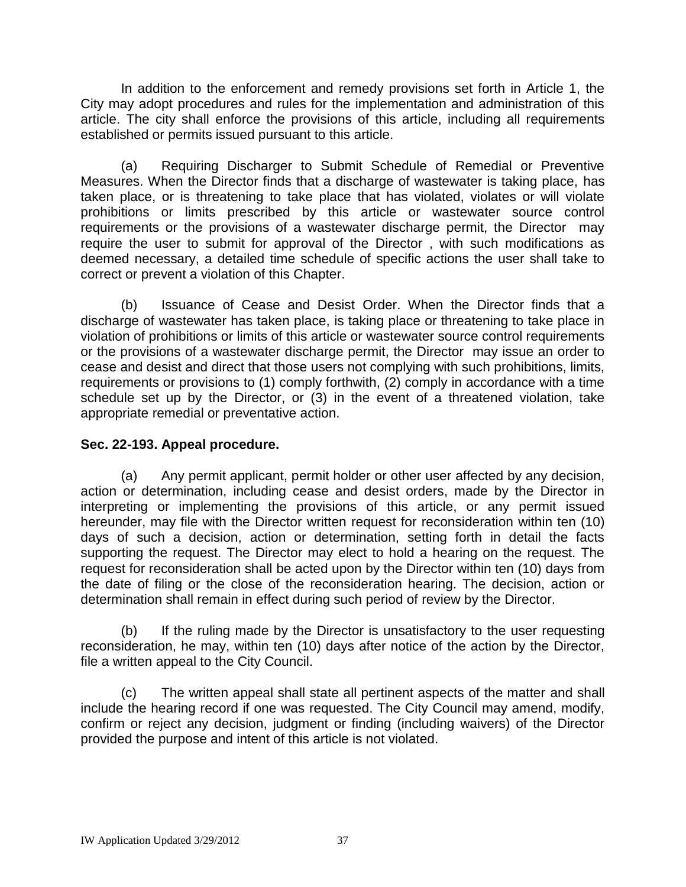In addition to the enforcement and remedy provisions set forth in Article 1, the City may adopt procedures and rules for the implementation and administration of this article. The city shall enforce the provisions of this article, including all requirements established or permits issued pursuant to this article.

(a) Requiring Discharger to Submit Schedule of Remedial or Preventive Measures. When the Director finds that a discharge of wastewater is taking place, has taken place, or is threatening to take place that has violated, violates or will violate prohibitions or limits prescribed by this article or wastewater source control requirements or the provisions of a wastewater discharge permit, the Director may require the user to submit for approval of the Director , with such modifications as deemed necessary, a detailed time schedule of specific actions the user shall take to correct or prevent a violation of this Chapter.

(b) Issuance of Cease and Desist Order. When the Director finds that a discharge of wastewater has taken place, is taking place or threatening to take place in violation of prohibitions or limits of this article or wastewater source control requirements or the provisions of a wastewater discharge permit, the Director may issue an order to cease and desist and direct that those users not complying with such prohibitions, limits, requirements or provisions to (1) comply forthwith, (2) comply in accordance with a time schedule set up by the Director, or (3) in the event of a threatened violation, take appropriate remedial or preventative action.

**Sec. 22-193. Appeal procedure.**

(a) Any permit applicant, permit holder or other user affected by any decision, action or determination, including cease and desist orders, made by the Director in interpreting or implementing the provisions of this article, or any permit issued hereunder, may file with the Director written request for reconsideration within ten (10) days of such a decision, action or determination, setting forth in detail the facts supporting the request. The Director may elect to hold a hearing on the request. The request for reconsideration shall be acted upon by the Director within ten (10) days from the date of filing or the close of the reconsideration hearing. The decision, action or determination shall remain in effect during such period of review by the Director.

(b) If the ruling made by the Director is unsatisfactory to the user requesting reconsideration, he may, within ten (10) days after notice of the action by the Director, file a written appeal to the City Council.

(c) The written appeal shall state all pertinent aspects of the matter and shall include the hearing record if one was requested. The City Council may amend, modify, confirm or reject any decision, judgment or finding (including waivers) of the Director provided the purpose and intent of this article is not violated.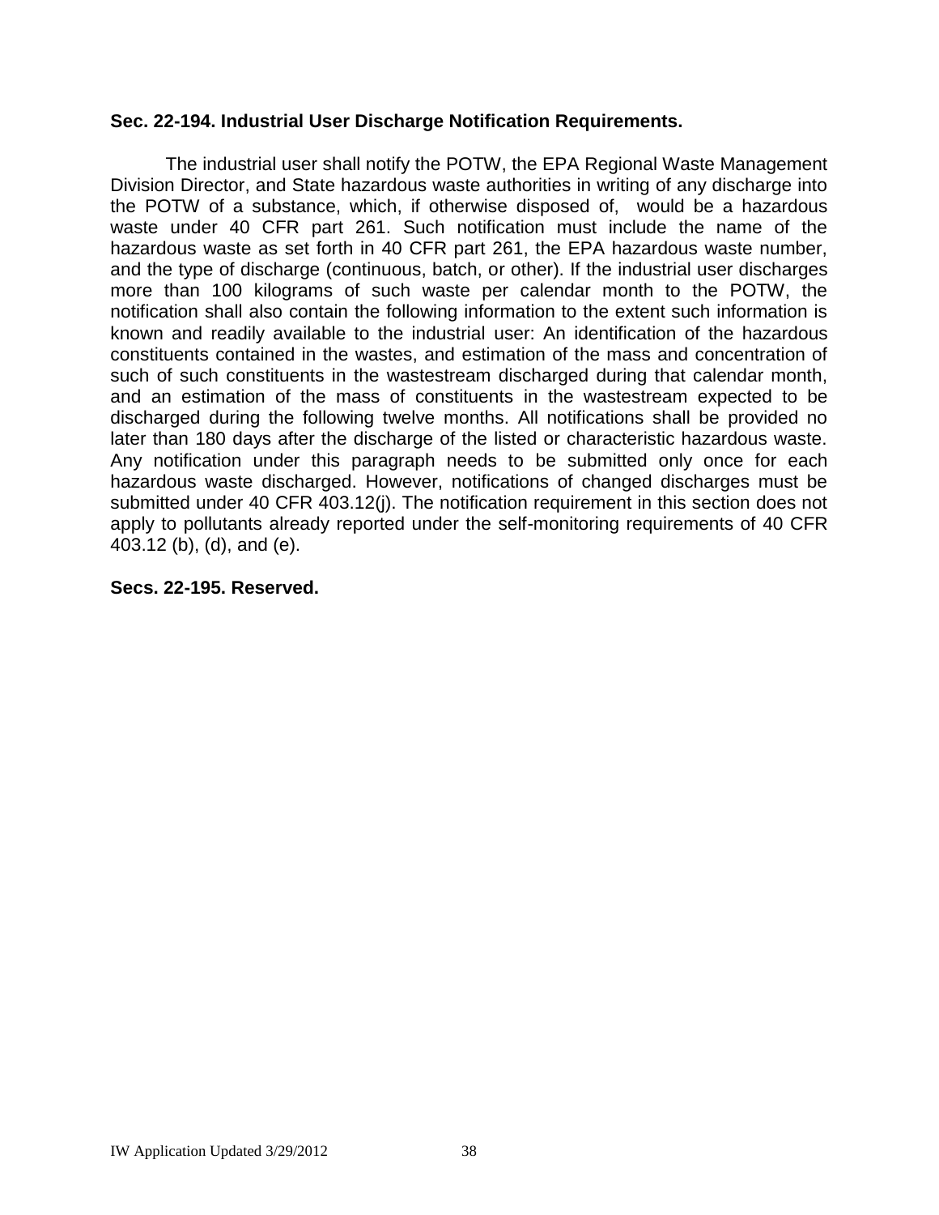**Sec. 22-194. Industrial User Discharge Notification Requirements.**

The industrial user shall notify the POTW, the EPA Regional Waste Management Division Director, and State hazardous waste authorities in writing of any discharge into the POTW of a substance, which, if otherwise disposed of, would be a hazardous waste under 40 CFR part 261. Such notification must include the name of the hazardous waste as set forth in 40 CFR part 261, the EPA hazardous waste number, and the type of discharge (continuous, batch, or other). If the industrial user discharges more than 100 kilograms of such waste per calendar month to the POTW, the notification shall also contain the following information to the extent such information is known and readily available to the industrial user: An identification of the hazardous constituents contained in the wastes, and estimation of the mass and concentration of such of such constituents in the wastestream discharged during that calendar month, and an estimation of the mass of constituents in the wastestream expected to be discharged during the following twelve months. All notifications shall be provided no later than 180 days after the discharge of the listed or characteristic hazardous waste. Any notification under this paragraph needs to be submitted only once for each hazardous waste discharged. However, notifications of changed discharges must be submitted under 40 CFR 403.12(j). The notification requirement in this section does not apply to pollutants already reported under the self-monitoring requirements of 40 CFR 403.12 (b), (d), and (e).

**Secs. 22-195. Reserved.**